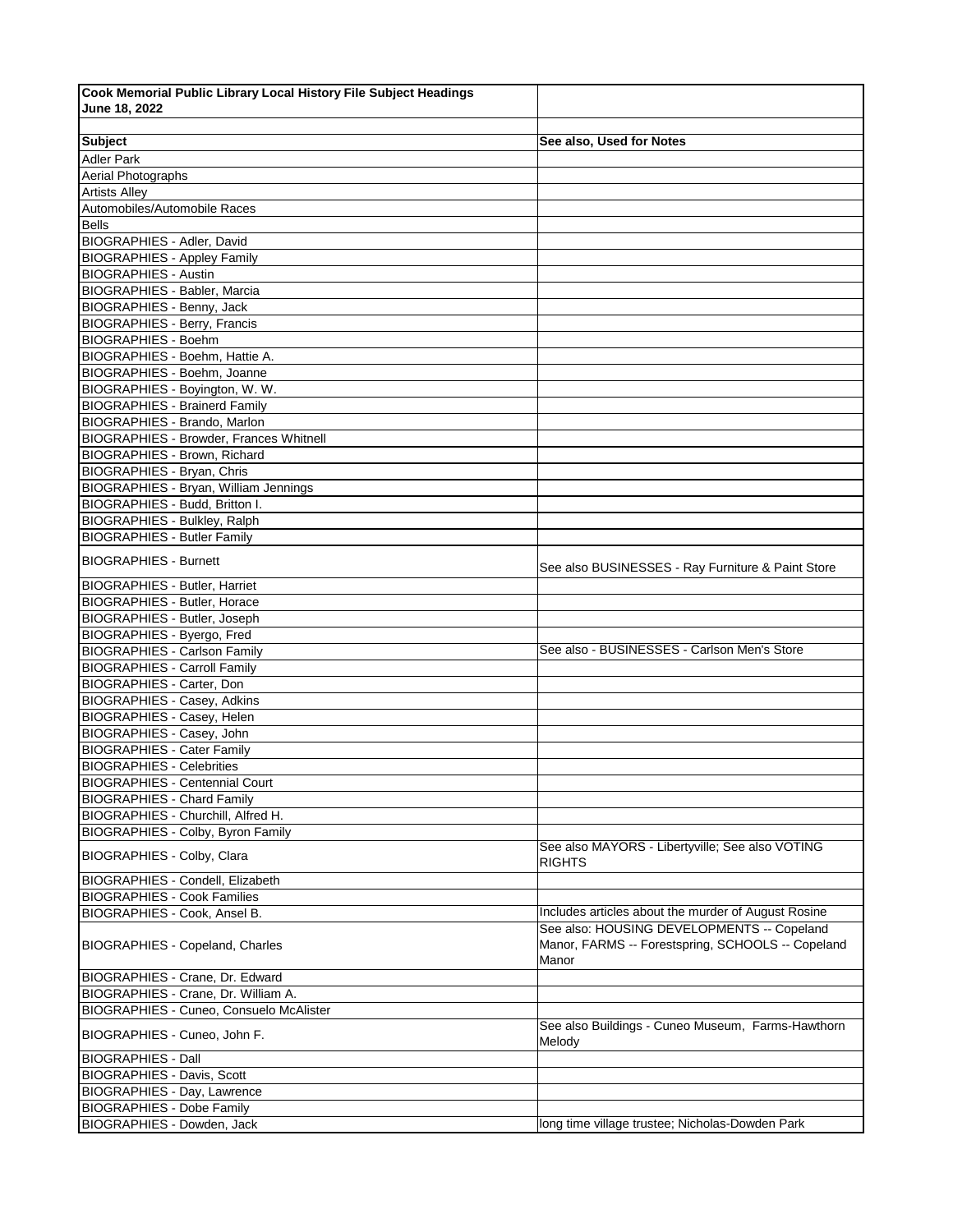**Cook Memorial Public Library Local History File Subject Headings**
**June 18, 2022**

| Subject | See also, Used for Notes |
|---|---|
| Adler Park | |
| Aerial Photographs | |
| Artists Alley | |
| Automobiles/Automobile Races | |
| Bells | |
| BIOGRAPHIES - Adler, David | |
| BIOGRAPHIES - Appley Family | |
| BIOGRAPHIES - Austin | |
| BIOGRAPHIES - Babler, Marcia | |
| BIOGRAPHIES - Benny, Jack | |
| BIOGRAPHIES - Berry, Francis | |
| BIOGRAPHIES - Boehm | |
| BIOGRAPHIES - Boehm, Hattie A. | |
| BIOGRAPHIES - Boehm, Joanne | |
| BIOGRAPHIES - Boyington, W. W. | |
| BIOGRAPHIES - Brainerd Family | |
| BIOGRAPHIES - Brando, Marlon | |
| BIOGRAPHIES - Browder, Frances Whitnell | |
| BIOGRAPHIES - Brown, Richard | |
| BIOGRAPHIES - Bryan, Chris | |
| BIOGRAPHIES - Bryan, William Jennings | |
| BIOGRAPHIES - Budd, Britton I. | |
| BIOGRAPHIES - Bulkley, Ralph | |
| BIOGRAPHIES - Butler Family | |
| BIOGRAPHIES - Burnett | See also BUSINESSES - Ray Furniture & Paint Store |
| BIOGRAPHIES - Butler, Harriet | |
| BIOGRAPHIES - Butler, Horace | |
| BIOGRAPHIES - Butler, Joseph | |
| BIOGRAPHIES - Byergo, Fred | |
| BIOGRAPHIES - Carlson Family | See also - BUSINESSES - Carlson Men's Store |
| BIOGRAPHIES - Carroll Family | |
| BIOGRAPHIES - Carter, Don | |
| BIOGRAPHIES - Casey, Adkins | |
| BIOGRAPHIES - Casey, Helen | |
| BIOGRAPHIES - Casey, John | |
| BIOGRAPHIES - Cater Family | |
| BIOGRAPHIES - Celebrities | |
| BIOGRAPHIES - Centennial Court | |
| BIOGRAPHIES - Chard Family | |
| BIOGRAPHIES - Churchill, Alfred H. | |
| BIOGRAPHIES - Colby, Byron Family | |
| BIOGRAPHIES - Colby, Clara | See also MAYORS - Libertyville; See also VOTING RIGHTS |
| BIOGRAPHIES - Condell, Elizabeth | |
| BIOGRAPHIES - Cook Families | |
| BIOGRAPHIES - Cook, Ansel B. | Includes articles about the murder of August Rosine |
| BIOGRAPHIES - Copeland, Charles | See also: HOUSING DEVELOPMENTS -- Copeland Manor, FARMS -- Forestspring, SCHOOLS -- Copeland Manor |
| BIOGRAPHIES - Crane, Dr. Edward | |
| BIOGRAPHIES - Crane, Dr. William A. | |
| BIOGRAPHIES - Cuneo, Consuelo McAlister | |
| BIOGRAPHIES - Cuneo, John F. | See also Buildings - Cuneo Museum, Farms-Hawthorn Melody |
| BIOGRAPHIES - Dall | |
| BIOGRAPHIES - Davis, Scott | |
| BIOGRAPHIES - Day, Lawrence | |
| BIOGRAPHIES - Dobe Family | |
| BIOGRAPHIES - Dowden, Jack | long time village trustee; Nicholas-Dowden Park |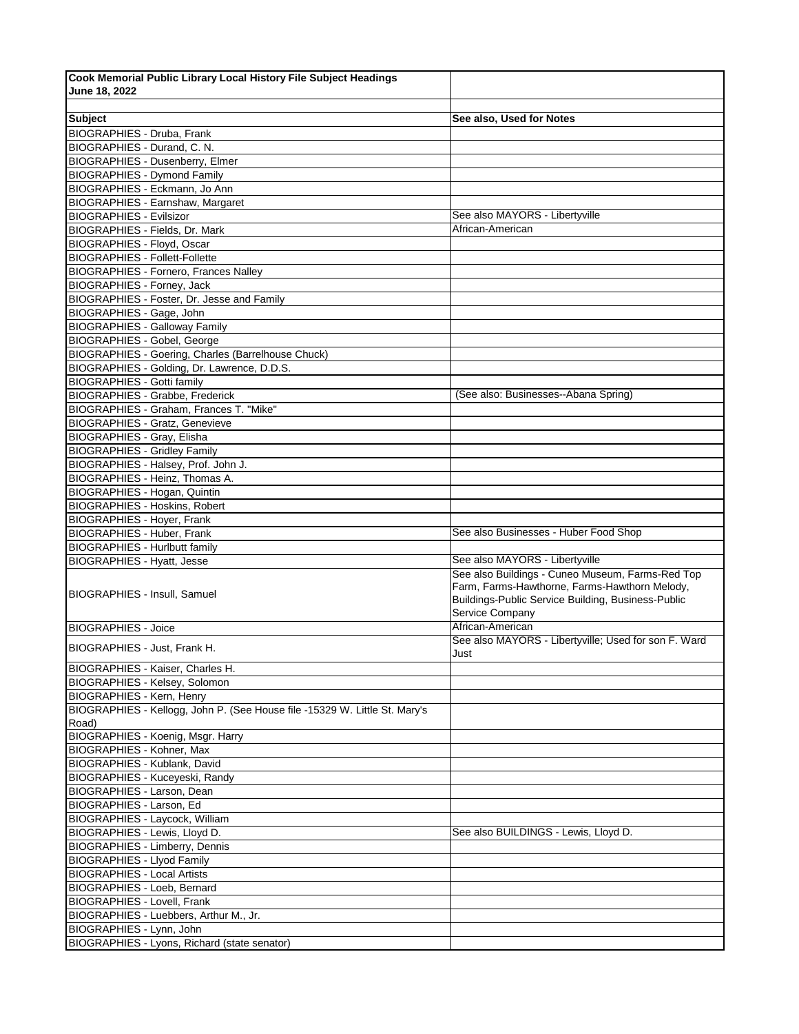| Cook Memorial Public Library Local History File Subject Headings June 18, 2022 | |
|---|---|
| | |
| **Subject** | **See also, Used for Notes** |
| BIOGRAPHIES - Druba, Frank | |
| BIOGRAPHIES - Durand, C. N. | |
| BIOGRAPHIES - Dusenberry, Elmer | |
| BIOGRAPHIES - Dymond Family | |
| BIOGRAPHIES - Eckmann, Jo Ann | |
| BIOGRAPHIES - Earnshaw, Margaret | |
| BIOGRAPHIES - Evilsizor | See also MAYORS - Libertyville |
| BIOGRAPHIES - Fields, Dr. Mark | African-American |
| BIOGRAPHIES - Floyd, Oscar | |
| BIOGRAPHIES - Follett-Follette | |
| BIOGRAPHIES - Fornero, Frances Nalley | |
| BIOGRAPHIES - Forney, Jack | |
| BIOGRAPHIES - Foster, Dr. Jesse and Family | |
| BIOGRAPHIES - Gage, John | |
| BIOGRAPHIES - Galloway Family | |
| BIOGRAPHIES - Gobel, George | |
| BIOGRAPHIES - Goering, Charles (Barrelhouse Chuck) | |
| BIOGRAPHIES - Golding, Dr. Lawrence, D.D.S. | |
| BIOGRAPHIES - Gotti family | |
| BIOGRAPHIES - Grabbe, Frederick | (See also: Businesses--Abana Spring) |
| BIOGRAPHIES - Graham, Frances T. "Mike" | |
| BIOGRAPHIES - Gratz, Genevieve | |
| BIOGRAPHIES - Gray, Elisha | |
| BIOGRAPHIES - Gridley Family | |
| BIOGRAPHIES - Halsey, Prof. John J. | |
| BIOGRAPHIES - Heinz, Thomas A. | |
| BIOGRAPHIES - Hogan, Quintin | |
| BIOGRAPHIES - Hoskins, Robert | |
| BIOGRAPHIES - Hoyer, Frank | |
| BIOGRAPHIES - Huber, Frank | See also Businesses - Huber Food Shop |
| BIOGRAPHIES - Hurlbutt family | |
| BIOGRAPHIES - Hyatt, Jesse | See also MAYORS - Libertyville |
| BIOGRAPHIES - Insull, Samuel | See also Buildings - Cuneo Museum, Farms-Red Top Farm, Farms-Hawthorne, Farms-Hawthorn Melody, Buildings-Public Service Building, Business-Public Service Company |
| BIOGRAPHIES - Joice | African-American |
| BIOGRAPHIES - Just, Frank H. | See also MAYORS - Libertyville; Used for son F. Ward Just |
| BIOGRAPHIES - Kaiser, Charles H. | |
| BIOGRAPHIES - Kelsey, Solomon | |
| BIOGRAPHIES - Kern, Henry | |
| BIOGRAPHIES - Kellogg, John P. (See House file -15329 W. Little St. Mary's Road) | |
| BIOGRAPHIES - Koenig, Msgr. Harry | |
| BIOGRAPHIES - Kohner, Max | |
| BIOGRAPHIES - Kublank, David | |
| BIOGRAPHIES - Kuceyeski, Randy | |
| BIOGRAPHIES - Larson, Dean | |
| BIOGRAPHIES - Larson, Ed | |
| BIOGRAPHIES - Laycock, William | |
| BIOGRAPHIES - Lewis, Lloyd D. | See also BUILDINGS - Lewis, Lloyd D. |
| BIOGRAPHIES - Limberry, Dennis | |
| BIOGRAPHIES - Llyod Family | |
| BIOGRAPHIES - Local Artists | |
| BIOGRAPHIES - Loeb, Bernard | |
| BIOGRAPHIES - Lovell, Frank | |
| BIOGRAPHIES - Luebbers, Arthur M., Jr. | |
| BIOGRAPHIES - Lynn, John | |
| BIOGRAPHIES - Lyons, Richard (state senator) | |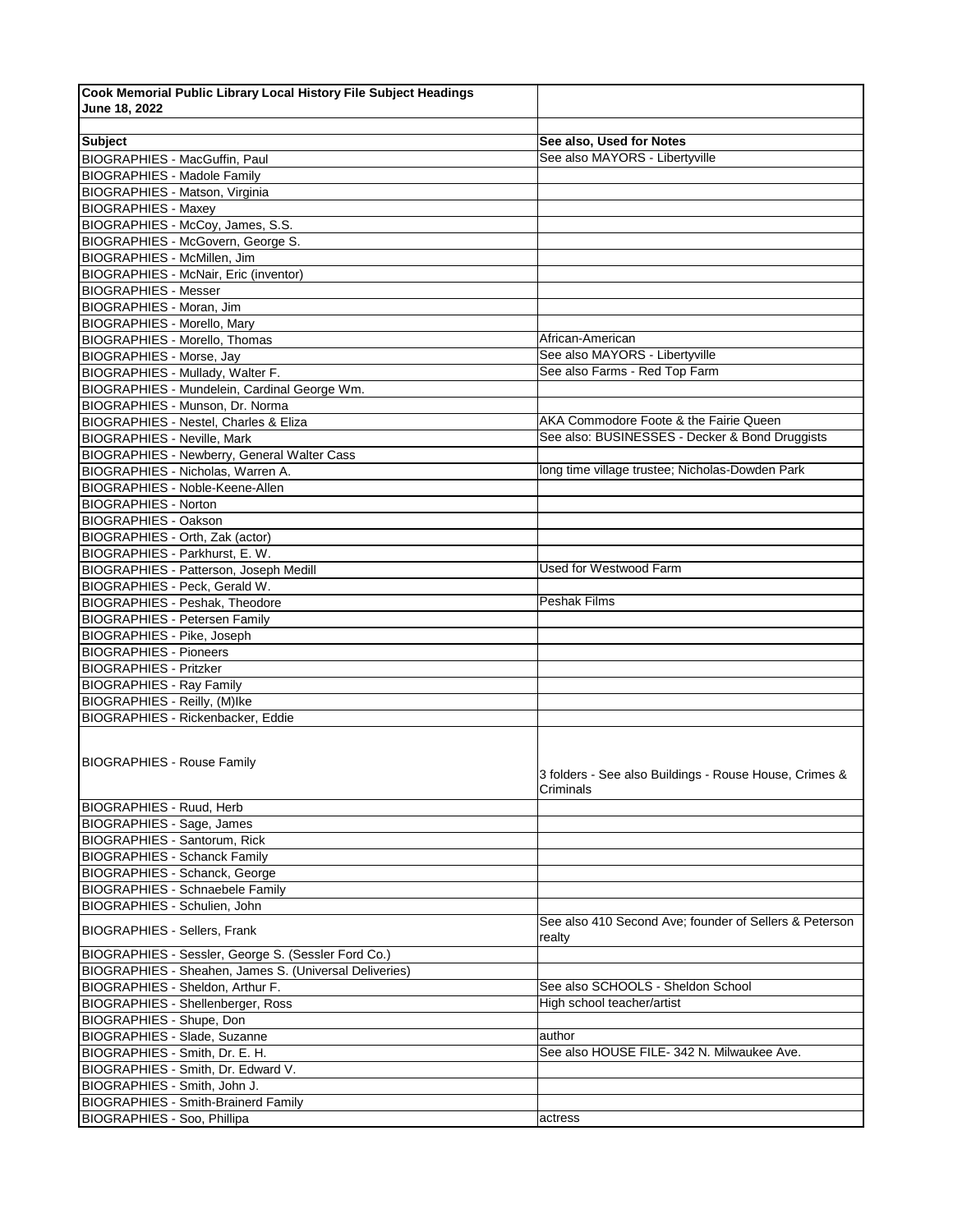| Cook Memorial Public Library Local History File Subject Headings June 18, 2022 | |
|---|---|
| | |
| **Subject** | **See also, Used for Notes** |
| BIOGRAPHIES - MacGuffin, Paul | See also MAYORS - Libertyville |
| BIOGRAPHIES - Madole Family | |
| BIOGRAPHIES - Matson, Virginia | |
| BIOGRAPHIES - Maxey | |
| BIOGRAPHIES - McCoy, James, S.S. | |
| BIOGRAPHIES - McGovern, George S. | |
| BIOGRAPHIES - McMillen, Jim | |
| BIOGRAPHIES - McNair, Eric (inventor) | |
| BIOGRAPHIES - Messer | |
| BIOGRAPHIES - Moran, Jim | |
| BIOGRAPHIES - Morello, Mary | |
| BIOGRAPHIES - Morello, Thomas | African-American |
| BIOGRAPHIES - Morse, Jay | See also MAYORS - Libertyville |
| BIOGRAPHIES - Mullady, Walter F. | See also Farms - Red Top Farm |
| BIOGRAPHIES - Mundelein, Cardinal George Wm. | |
| BIOGRAPHIES - Munson, Dr. Norma | |
| BIOGRAPHIES - Nestel, Charles & Eliza | AKA Commodore Foote & the Fairie Queen |
| BIOGRAPHIES - Neville, Mark | See also: BUSINESSES - Decker & Bond Druggists |
| BIOGRAPHIES - Newberry, General Walter Cass | |
| BIOGRAPHIES - Nicholas, Warren A. | long time village trustee; Nicholas-Dowden Park |
| BIOGRAPHIES - Noble-Keene-Allen | |
| BIOGRAPHIES - Norton | |
| BIOGRAPHIES - Oakson | |
| BIOGRAPHIES - Orth, Zak (actor) | |
| BIOGRAPHIES - Parkhurst, E. W. | |
| BIOGRAPHIES - Patterson, Joseph Medill | Used for Westwood Farm |
| BIOGRAPHIES - Peck, Gerald W. | |
| BIOGRAPHIES - Peshak, Theodore | Peshak Films |
| BIOGRAPHIES - Petersen Family | |
| BIOGRAPHIES - Pike, Joseph | |
| BIOGRAPHIES - Pioneers | |
| BIOGRAPHIES - Pritzker | |
| BIOGRAPHIES - Ray Family | |
| BIOGRAPHIES - Reilly, (M)Ike | |
| BIOGRAPHIES - Rickenbacker, Eddie | |
| BIOGRAPHIES - Rouse Family | 3 folders - See also Buildings - Rouse House, Crimes & Criminals |
| BIOGRAPHIES - Ruud, Herb | |
| BIOGRAPHIES - Sage, James | |
| BIOGRAPHIES - Santorum, Rick | |
| BIOGRAPHIES - Schanck Family | |
| BIOGRAPHIES - Schanck, George | |
| BIOGRAPHIES - Schnaebele Family | |
| BIOGRAPHIES - Schulien, John | |
| BIOGRAPHIES - Sellers, Frank | See also 410 Second Ave; founder of Sellers & Peterson realty |
| BIOGRAPHIES - Sessler, George S. (Sessler Ford Co.) | |
| BIOGRAPHIES - Sheahen, James S. (Universal Deliveries) | |
| BIOGRAPHIES - Sheldon, Arthur F. | See also SCHOOLS - Sheldon School |
| BIOGRAPHIES - Shellenberger, Ross | High school teacher/artist |
| BIOGRAPHIES - Shupe, Don | |
| BIOGRAPHIES - Slade, Suzanne | author |
| BIOGRAPHIES - Smith, Dr. E. H. | See also HOUSE FILE- 342 N. Milwaukee Ave. |
| BIOGRAPHIES - Smith, Dr. Edward V. | |
| BIOGRAPHIES - Smith, John J. | |
| BIOGRAPHIES - Smith-Brainerd Family | |
| BIOGRAPHIES - Soo, Phillipa | actress |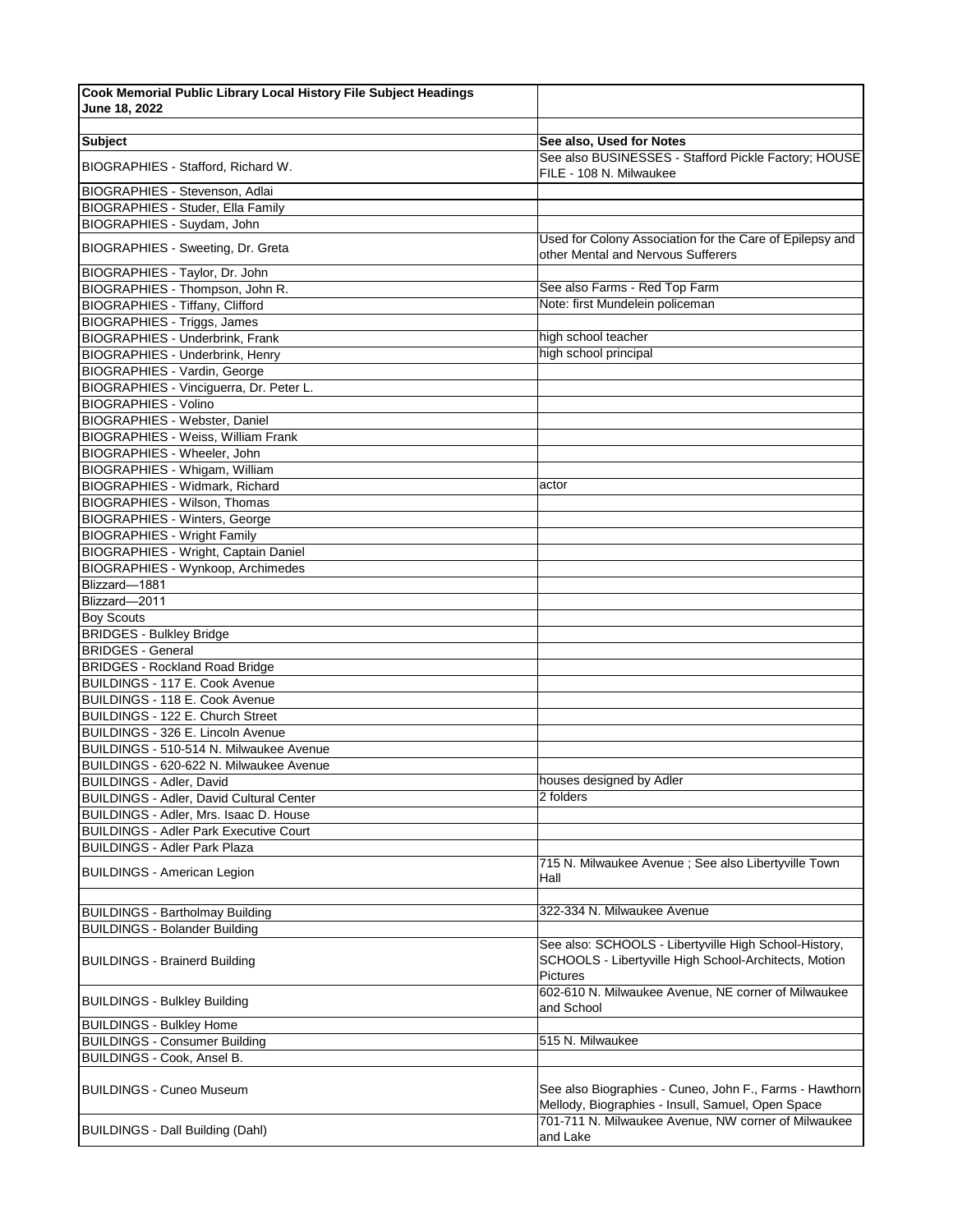| Cook Memorial Public Library Local History File Subject Headings June 18, 2022 | |
|---|---|
| | |
| **Subject** | **See also, Used for Notes** |
| BIOGRAPHIES - Stafford, Richard W. | See also BUSINESSES - Stafford Pickle Factory; HOUSE FILE - 108 N. Milwaukee |
| BIOGRAPHIES - Stevenson, Adlai | |
| BIOGRAPHIES - Studer, Ella Family | |
| BIOGRAPHIES - Suydam, John | |
| BIOGRAPHIES - Sweeting, Dr. Greta | Used for Colony Association for the Care of Epilepsy and other Mental and Nervous Sufferers |
| BIOGRAPHIES - Taylor, Dr. John | |
| BIOGRAPHIES - Thompson, John R. | See also Farms - Red Top Farm |
| BIOGRAPHIES - Tiffany, Clifford | Note: first Mundelein policeman |
| BIOGRAPHIES - Triggs, James | |
| BIOGRAPHIES - Underbrink, Frank | high school teacher |
| BIOGRAPHIES - Underbrink, Henry | high school principal |
| BIOGRAPHIES - Vardin, George | |
| BIOGRAPHIES - Vinciguerra, Dr. Peter L. | |
| BIOGRAPHIES - Volino | |
| BIOGRAPHIES - Webster, Daniel | |
| BIOGRAPHIES - Weiss, William Frank | |
| BIOGRAPHIES - Wheeler, John | |
| BIOGRAPHIES - Whigam, William | |
| BIOGRAPHIES - Widmark, Richard | actor |
| BIOGRAPHIES - Wilson, Thomas | |
| BIOGRAPHIES - Winters, George | |
| BIOGRAPHIES - Wright Family | |
| BIOGRAPHIES - Wright, Captain Daniel | |
| BIOGRAPHIES - Wynkoop, Archimedes | |
| Blizzard—1881 | |
| Blizzard—2011 | |
| Boy Scouts | |
| BRIDGES - Bulkley Bridge | |
| BRIDGES - General | |
| BRIDGES - Rockland Road Bridge | |
| BUILDINGS - 117 E. Cook Avenue | |
| BUILDINGS - 118 E. Cook Avenue | |
| BUILDINGS - 122 E. Church Street | |
| BUILDINGS - 326 E. Lincoln Avenue | |
| BUILDINGS - 510-514 N. Milwaukee Avenue | |
| BUILDINGS - 620-622 N. Milwaukee Avenue | |
| BUILDINGS - Adler, David | houses designed by Adler |
| BUILDINGS - Adler, David Cultural Center | 2 folders |
| BUILDINGS - Adler, Mrs. Isaac D. House | |
| BUILDINGS - Adler Park Executive Court | |
| BUILDINGS - Adler Park Plaza | |
| BUILDINGS - American Legion | 715 N. Milwaukee Avenue ; See also Libertyville Town Hall |
| | |
| BUILDINGS - Bartholmay Building | 322-334 N. Milwaukee Avenue |
| BUILDINGS - Bolander Building | |
| BUILDINGS - Brainerd Building | See also: SCHOOLS - Libertyville High School-History, SCHOOLS - Libertyville High School-Architects, Motion Pictures |
| BUILDINGS - Bulkley Building | 602-610 N. Milwaukee Avenue, NE corner of Milwaukee and School |
| BUILDINGS - Bulkley Home | |
| BUILDINGS - Consumer Building | 515 N. Milwaukee |
| BUILDINGS - Cook, Ansel B. | |
| BUILDINGS - Cuneo Museum | See also Biographies - Cuneo, John F., Farms - Hawthorn Mellody, Biographies - Insull, Samuel, Open Space |
| BUILDINGS - Dall Building (Dahl) | 701-711 N. Milwaukee Avenue, NW corner of Milwaukee and Lake |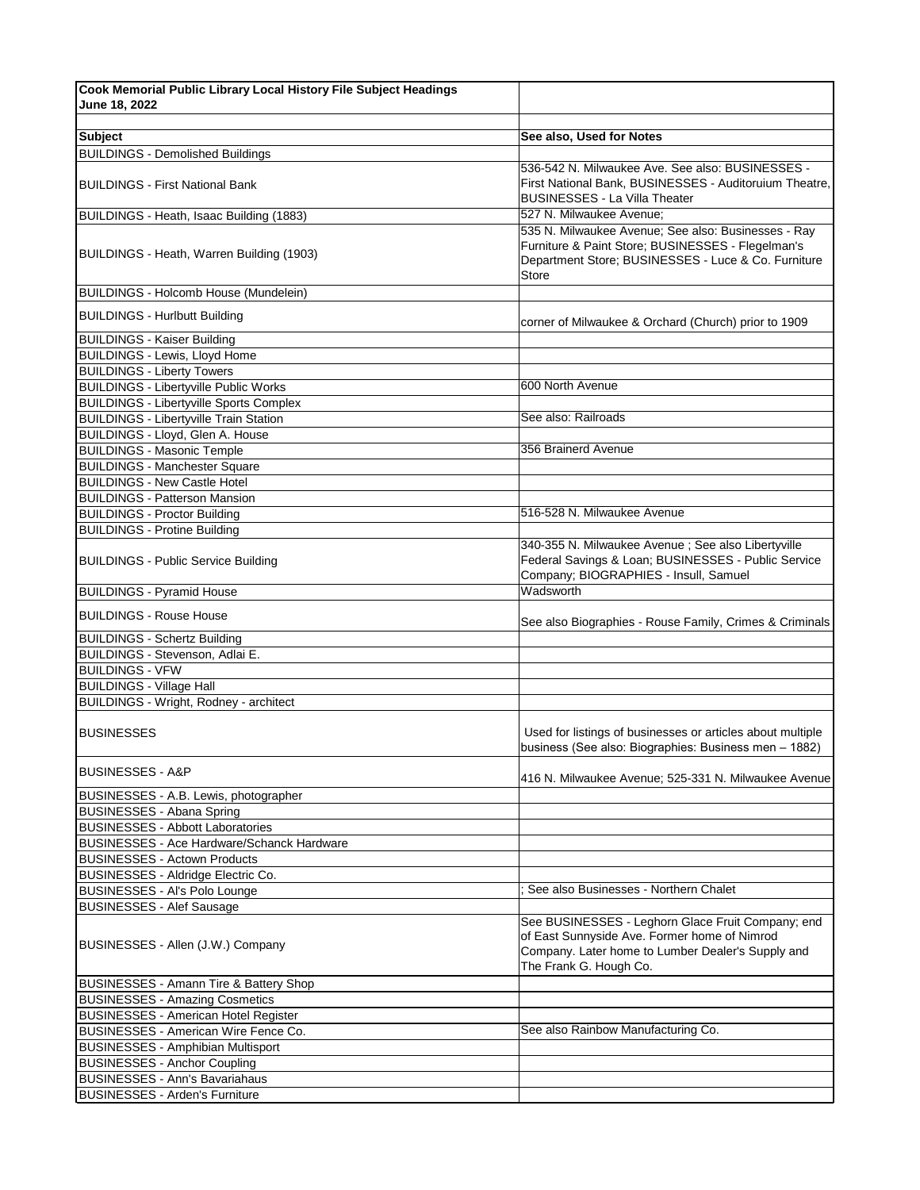| Cook Memorial Public Library Local History File Subject Headings June 18, 2022 | |
|---|---|
| | |
| **Subject** | **See also, Used for Notes** |
| BUILDINGS - Demolished Buildings | |
| BUILDINGS - First National Bank | 536-542 N. Milwaukee Ave. See also: BUSINESSES - First National Bank, BUSINESSES - Auditoruium Theatre, BUSINESSES - La Villa Theater |
| BUILDINGS - Heath, Isaac Building (1883) | 527 N. Milwaukee Avenue; |
| BUILDINGS - Heath, Warren Building (1903) | 535 N. Milwaukee Avenue; See also: Businesses - Ray Furniture & Paint Store; BUSINESSES - Flegelman's Department Store; BUSINESSES - Luce & Co. Furniture Store |
| BUILDINGS - Holcomb House (Mundelein) | |
| BUILDINGS - Hurlbutt Building | corner of Milwaukee & Orchard (Church) prior to 1909 |
| BUILDINGS - Kaiser Building | |
| BUILDINGS - Lewis, Lloyd Home | |
| BUILDINGS - Liberty Towers | |
| BUILDINGS - Libertyville Public Works | 600 North Avenue |
| BUILDINGS - Libertyville Sports Complex | |
| BUILDINGS - Libertyville Train Station | See also: Railroads |
| BUILDINGS - Lloyd, Glen A. House | |
| BUILDINGS - Masonic Temple | 356 Brainerd Avenue |
| BUILDINGS - Manchester Square | |
| BUILDINGS - New Castle Hotel | |
| BUILDINGS - Patterson Mansion | |
| BUILDINGS - Proctor Building | 516-528 N. Milwaukee Avenue |
| BUILDINGS - Protine Building | |
| BUILDINGS - Public Service Building | 340-355 N. Milwaukee Avenue ; See also Libertyville Federal Savings & Loan; BUSINESSES - Public Service Company; BIOGRAPHIES - Insull, Samuel |
| BUILDINGS - Pyramid House | Wadsworth |
| BUILDINGS - Rouse House | See also Biographies - Rouse Family, Crimes & Criminals |
| BUILDINGS - Schertz Building | |
| BUILDINGS - Stevenson, Adlai E. | |
| BUILDINGS - VFW | |
| BUILDINGS - Village Hall | |
| BUILDINGS - Wright, Rodney - architect | |
| BUSINESSES | Used for listings of businesses or articles about multiple business (See also: Biographies: Business men – 1882) |
| BUSINESSES - A&P | 416 N. Milwaukee Avenue; 525-331 N. Milwaukee Avenue |
| BUSINESSES - A.B. Lewis, photographer | |
| BUSINESSES - Abana Spring | |
| BUSINESSES - Abbott Laboratories | |
| BUSINESSES - Ace Hardware/Schanck Hardware | |
| BUSINESSES - Actown Products | |
| BUSINESSES - Aldridge Electric Co. | |
| BUSINESSES - Al's Polo Lounge | ; See also Businesses - Northern Chalet |
| BUSINESSES - Alef Sausage | |
| BUSINESSES - Allen (J.W.) Company | See BUSINESSES - Leghorn Glace Fruit Company; end of East Sunnyside Ave. Former home of Nimrod Company. Later home to Lumber Dealer's Supply and The Frank G. Hough Co. |
| BUSINESSES - Amann Tire & Battery Shop | |
| BUSINESSES - Amazing Cosmetics | |
| BUSINESSES - American Hotel Register | |
| BUSINESSES - American Wire Fence Co. | See also Rainbow Manufacturing Co. |
| BUSINESSES - Amphibian Multisport | |
| BUSINESSES - Anchor Coupling | |
| BUSINESSES - Ann's Bavariahaus | |
| BUSINESSES - Arden's Furniture | |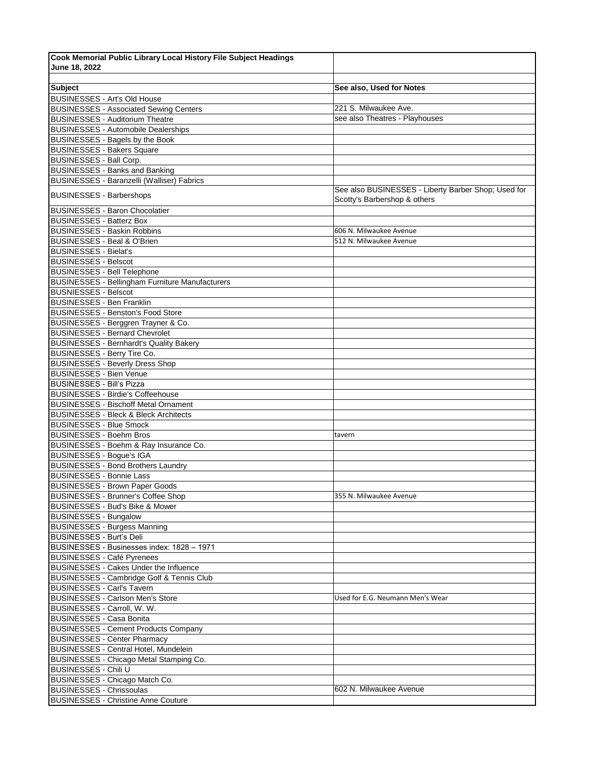**Cook Memorial Public Library Local History File Subject Headings**
**June 18, 2022**

| Subject | See also, Used for Notes |
|---|---|
| BUSINESSES - Art's Old House | |
| BUSINESSES - Associated Sewing Centers | 221 S. Milwaukee Ave. |
| BUSINESSES - Auditorium Theatre | see also Theatres - Playhouses |
| BUSINESSES - Automobile Dealerships | |
| BUSINESSES - Bagels by the Book | |
| BUSINESSES - Bakers Square | |
| BUSINESSES - Ball Corp. | |
| BUSINESSES - Banks and Banking | |
| BUSINESSES - Baranzelli (Walliser) Fabrics | |
| BUSINESSES - Barbershops | See also BUSINESSES - Liberty Barber Shop; Used for Scotty's Barbershop & others |
| BUSINESSES - Baron Chocolatier | |
| BUSINESSES - Batterz Box | |
| BUSINESSES - Baskin Robbins | 606 N. Milwaukee Avenue |
| BUSINESSES - Beal & O'Brien | 512 N. Milwaukee Avenue |
| BUSINESSES - Bielat's | |
| BUSINESSES - Belscot | |
| BUSINESSES - Bell Telephone | |
| BUSINESSES - Bellingham Furniture Manufacturers | |
| BUSNIESSES - Belscot | |
| BUSINESSES - Ben Franklin | |
| BUSINESSES - Benston's Food Store | |
| BUSINESSES - Berggren Trayner & Co. | |
| BUSINESSES - Bernard Chevrolet | |
| BUSINESSES - Bernhardt's Quality Bakery | |
| BUSINESSES - Berry Tire Co. | |
| BUSINESSES - Beverly Dress Shop | |
| BUSINESSES - Bien Venue | |
| BUSINESSES - Bill's Pizza | |
| BUSINESSES - Birdie's Coffeehouse | |
| BUSINESSES - Bischoff Metal Ornament | |
| BUSINESSES - Bleck & Bleck Architects | |
| BUSINESSES - Blue Smock | |
| BUSINESSES - Boehm Bros | tavern |
| BUSINESSES - Boehm & Ray Insurance Co. | |
| BUSINESSES - Bogue's IGA | |
| BUSINESSES - Bond Brothers Laundry | |
| BUSINESSES - Bonnie Lass | |
| BUSINESSES - Brown Paper Goods | |
| BUSINESSES - Brunner's Coffee Shop | 355 N. Milwaukee Avenue |
| BUSINESSES - Bud's Bike & Mower | |
| BUSINESSES - Bungalow | |
| BUSINESSES - Burgess Manning | |
| BUSINESSES - Burt's Deli | |
| BUSINESSES - Businesses index: 1828 – 1971 | |
| BUSINESSES - Café Pyrenees | |
| BUSINESSES - Cakes Under the Influence | |
| BUSINESSES - Cambridge Golf & Tennis Club | |
| BUSINESSES - Carl's Tavern | |
| BUSINESSES - Carlson Men's Store | Used for E.G. Neumann Men's Wear |
| BUSINESSES - Carroll, W. W. | |
| BUSINESSES - Casa Bonita | |
| BUSINESSES - Cement Products Company | |
| BUSINESSES - Center Pharmacy | |
| BUSINESSES - Central Hotel, Mundelein | |
| BUSINESSES - Chicago Metal Stamping Co. | |
| BUSINESSES - Chili U | |
| BUSINESSES - Chicago Match Co. | |
| BUSINESSES - Chrissoulas | 602 N. Milwaukee Avenue |
| BUSINESSES - Christine Anne Couture | |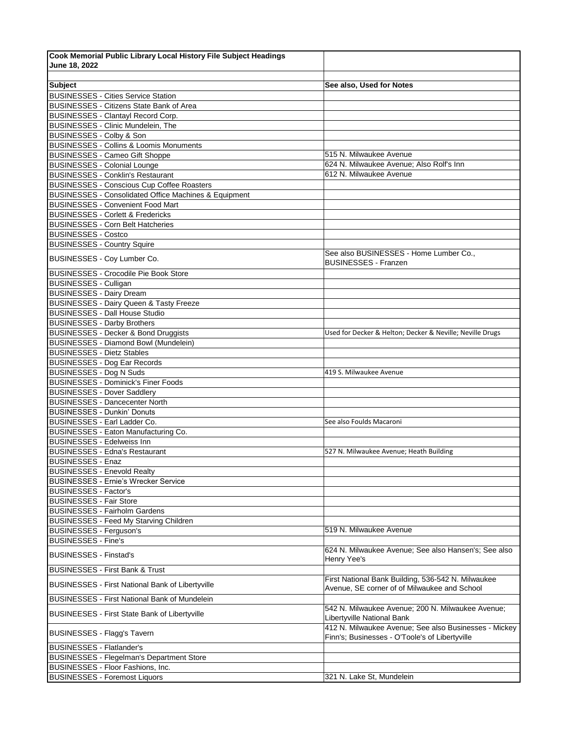**Cook Memorial Public Library Local History File Subject Headings**
**June 18, 2022**

| Subject | See also, Used for Notes |
|---|---|
| BUSINESSES - Cities Service Station | |
| BUSINESSES - Citizens State Bank of Area | |
| BUSINESSES - Clantayl Record Corp. | |
| BUSINESSES - Clinic Mundelein, The | |
| BUSINESSES - Colby & Son | |
| BUSINESSES - Collins & Loomis Monuments | |
| BUSINESSES - Cameo Gift Shoppe | 515 N. Milwaukee Avenue |
| BUSINESSES - Colonial Lounge | 624 N. Milwaukee Avenue; Also Rolf's Inn |
| BUSINESSES - Conklin's Restaurant | 612 N. Milwaukee Avenue |
| BUSINESSES - Conscious Cup Coffee Roasters | |
| BUSINESSES - Consolidated Office Machines & Equipment | |
| BUSINESSES - Convenient Food Mart | |
| BUSINESSES - Corlett & Fredericks | |
| BUSINESSES - Corn Belt Hatcheries | |
| BUSINESSES - Costco | |
| BUSINESSES - Country Squire | |
| BUSINESSES - Coy Lumber Co. | See also BUSINESSES - Home Lumber Co., BUSINESSES - Franzen |
| BUSINESSES - Crocodile Pie Book Store | |
| BUSINESSES - Culligan | |
| BUSINESSES - Dairy Dream | |
| BUSINESSES - Dairy Queen & Tasty Freeze | |
| BUSINESSES - Dall House Studio | |
| BUSINESSES - Darby Brothers | |
| BUSINESSES - Decker & Bond Druggists | Used for Decker & Helton; Decker & Neville; Neville Drugs |
| BUSINESSES - Diamond Bowl (Mundelein) | |
| BUSINESSES - Dietz Stables | |
| BUSINESSES - Dog Ear Records | |
| BUSINESSES - Dog N Suds | 419 S. Milwaukee Avenue |
| BUSINESSES - Dominick's Finer Foods | |
| BUSINESSES - Dover Saddlery | |
| BUSINESSES - Dancecenter North | |
| BUSINESSES - Dunkin' Donuts | |
| BUSINESSES - Earl Ladder Co. | See also Foulds Macaroni |
| BUSINESSES - Eaton Manufacturing Co. | |
| BUSINESSES - Edelweiss Inn | |
| BUSINESSES - Edna's Restaurant | 527 N. Milwaukee Avenue; Heath Building |
| BUSINESSES - Enaz | |
| BUSINESSES - Enevold Realty | |
| BUSINESSES - Ernie's Wrecker Service | |
| BUSINESSES - Factor's | |
| BUSINESSES - Fair Store | |
| BUSINESSES - Fairholm Gardens | |
| BUSINESSES - Feed My Starving Children | |
| BUSINESSES - Ferguson's | 519 N. Milwaukee Avenue |
| BUSINESSES - Fine's | |
| BUSINESSES - Finstad's | 624 N. Milwaukee Avenue; See also Hansen's; See also Henry Yee's |
| BUSINESSES - First Bank & Trust | |
| BUSINESSES - First National Bank of Libertyville | First National Bank Building, 536-542 N. Milwaukee Avenue, SE corner of of Milwaukee and School |
| BUSINESSES - First National Bank of Mundelein | |
| BUSINEESES - First State Bank of Libertyville | 542 N. Milwaukee Avenue; 200 N. Milwaukee Avenue; Libertyville National Bank |
| BUSINESSES - Flagg's Tavern | 412 N. Milwaukee Avenue; See also Businesses - Mickey Finn's; Businesses - O'Toole's of Libertyville |
| BUSINESSES - Flatlander's | |
| BUSINESSES - Flegelman's Department Store | |
| BUSINESSES - Floor Fashions, Inc. | |
| BUSINESSES - Foremost Liquors | 321 N. Lake St, Mundelein |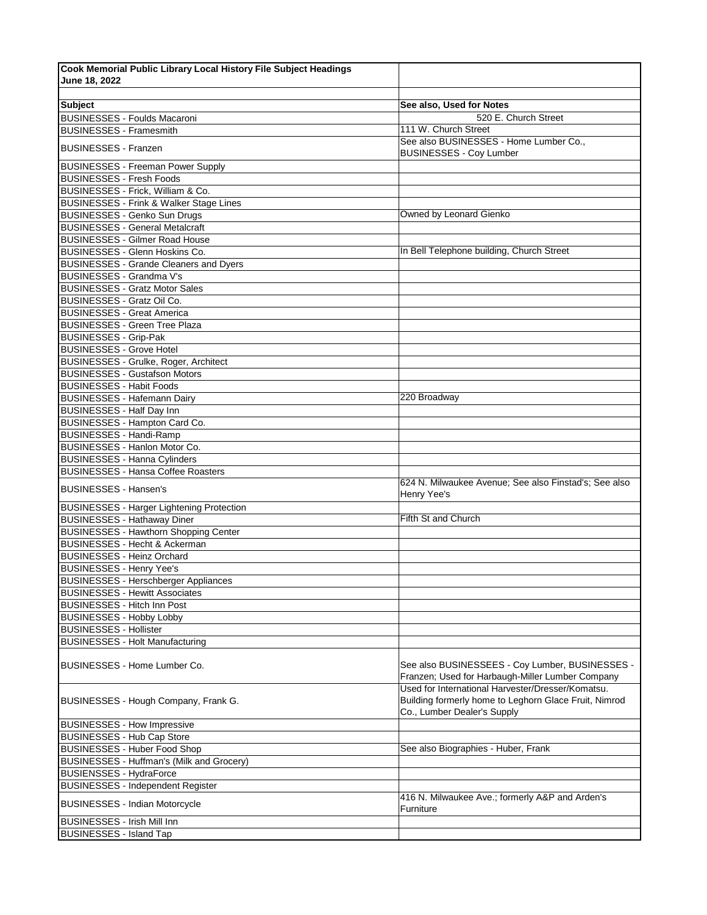**Cook Memorial Public Library Local History File Subject Headings**
**June 18, 2022**

| Subject | See also, Used for Notes |
|---|---|
| BUSINESSES - Foulds Macaroni | 520 E. Church Street |
| BUSINESSES - Framesmith | 111 W. Church Street |
| BUSINESSES - Franzen | See also BUSINESSES - Home Lumber Co., BUSINESSES - Coy Lumber |
| BUSINESSES - Freeman Power Supply | |
| BUSINESSES - Fresh Foods | |
| BUSINESSES - Frick, William & Co. | |
| BUSINESSES - Frink & Walker Stage Lines | |
| BUSINESSES - Genko Sun Drugs | Owned by Leonard Gienko |
| BUSINESSES - General Metalcraft | |
| BUSINESSES - Gilmer Road House | |
| BUSINESSES - Glenn Hoskins Co. | In Bell Telephone building, Church Street |
| BUSINESSES - Grande Cleaners and Dyers | |
| BUSINESSES - Grandma V's | |
| BUSINESSES - Gratz Motor Sales | |
| BUSINESSES - Gratz Oil Co. | |
| BUSINESSES - Great America | |
| BUSINESSES - Green Tree Plaza | |
| BUSINESSES - Grip-Pak | |
| BUSINESSES - Grove Hotel | |
| BUSINESSES - Grulke, Roger, Architect | |
| BUSINESSES - Gustafson Motors | |
| BUSINESSES - Habit Foods | |
| BUSINESSES - Hafemann Dairy | 220 Broadway |
| BUSINESSES - Half Day Inn | |
| BUSINESSES - Hampton Card Co. | |
| BUSINESSES - Handi-Ramp | |
| BUSINESSES - Hanlon Motor Co. | |
| BUSINESSES - Hanna Cylinders | |
| BUSINESSES - Hansa Coffee Roasters | |
| BUSINESSES - Hansen's | 624 N. Milwaukee Avenue; See also Finstad's; See also Henry Yee's |
| BUSINESSES - Harger Lightening Protection | |
| BUSINESSES - Hathaway Diner | Fifth St and Church |
| BUSINESSES - Hawthorn Shopping Center | |
| BUSINESSES - Hecht & Ackerman | |
| BUSINESSES - Heinz Orchard | |
| BUSINESSES - Henry Yee's | |
| BUSINESSES - Herschberger Appliances | |
| BUSINESSES - Hewitt Associates | |
| BUSINESSES - Hitch Inn Post | |
| BUSINESSES - Hobby Lobby | |
| BUSINESSES - Hollister | |
| BUSINESSES - Holt Manufacturing | |
| BUSINESSES - Home Lumber Co. | See also BUSINESSEES - Coy Lumber, BUSINESSES - Franzen; Used for Harbaugh-Miller Lumber Company |
| BUSINESSES - Hough Company, Frank G. | Used for International Harvester/Dresser/Komatsu. Building formerly home to Leghorn Glace Fruit, Nimrod Co., Lumber Dealer's Supply |
| BUSINESSES - How Impressive | |
| BUSINESSES - Hub Cap Store | |
| BUSINESSES - Huber Food Shop | See also Biographies - Huber, Frank |
| BUSINESSES - Huffman's (Milk and Grocery) | |
| BUSIENSSES - HydraForce | |
| BUSINESSES - Independent Register | |
| BUSINESSES - Indian Motorcycle | 416 N. Milwaukee Ave.; formerly A&P and Arden's Furniture |
| BUSINESSES - Irish Mill Inn | |
| BUSINESSES - Island Tap | |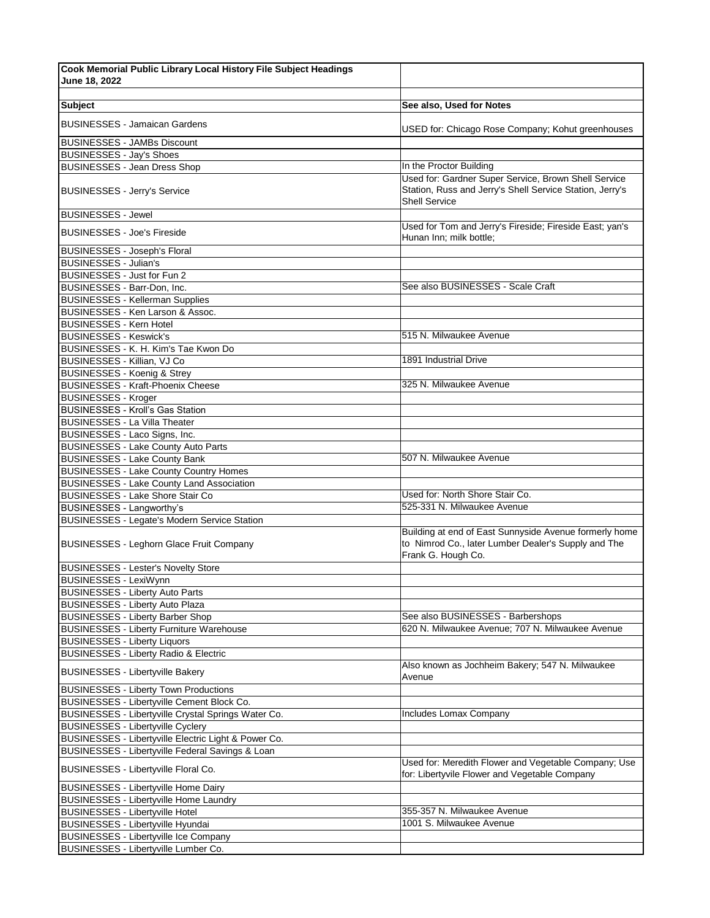| Cook Memorial Public Library Local History File Subject Headings June 18, 2022 | |
|---|---|
| | |
| **Subject** | **See also, Used for Notes** |
| BUSINESSES - Jamaican Gardens | USED for: Chicago Rose Company; Kohut greenhouses |
| BUSINESSES - JAMBs Discount | |
| BUSINESSES - Jay's Shoes | |
| BUSINESSES - Jean Dress Shop | In the Proctor Building |
| BUSINESSES - Jerry's Service | Used for: Gardner Super Service, Brown Shell Service Station, Russ and Jerry's Shell Service Station, Jerry's Shell Service |
| BUSINESSES - Jewel | |
| BUSINESSES - Joe's Fireside | Used for Tom and Jerry's Fireside; Fireside East; yan's Hunan Inn; milk bottle; |
| BUSINESSES - Joseph's Floral | |
| BUSINESSES - Julian's | |
| BUSINESSES - Just for Fun 2 | |
| BUSINESSES - Barr-Don, Inc. | See also BUSINESSES - Scale Craft |
| BUSINESSES - Kellerman Supplies | |
| BUSINESSES - Ken Larson & Assoc. | |
| BUSINESSES - Kern Hotel | |
| BUSINESSES - Keswick's | 515 N. Milwaukee Avenue |
| BUSINESSES - K. H. Kim's Tae Kwon Do | |
| BUSINESSES - Killian, VJ Co | 1891 Industrial Drive |
| BUSINESSES - Koenig & Strey | |
| BUSINESSES - Kraft-Phoenix Cheese | 325 N. Milwaukee Avenue |
| BUSINESSES - Kroger | |
| BUSINESSES - Kroll's Gas Station | |
| BUSINESSES - La Villa Theater | |
| BUSINESSES - Laco Signs, Inc. | |
| BUSINESSES - Lake County Auto Parts | |
| BUSINESSES - Lake County Bank | 507 N. Milwaukee Avenue |
| BUSINESSES - Lake County Country Homes | |
| BUSINESSES - Lake County Land Association | |
| BUSINESSES - Lake Shore Stair Co | Used for: North Shore Stair Co. |
| BUSINESSES - Langworthy's | 525-331 N. Milwaukee Avenue |
| BUSINESSES - Legate's Modern Service Station | |
| BUSINESSES - Leghorn Glace Fruit Company | Building at end of East Sunnyside Avenue formerly home to Nimrod Co., later Lumber Dealer's Supply and The Frank G. Hough Co. |
| BUSINESSES - Lester's Novelty Store | |
| BUSINESSES - LexiWynn | |
| BUSINESSES - Liberty Auto Parts | |
| BUSINESSES - Liberty Auto Plaza | |
| BUSINESSES - Liberty Barber Shop | See also BUSINESSES - Barbershops |
| BUSINESSES - Liberty Furniture Warehouse | 620 N. Milwaukee Avenue; 707 N. Milwaukee Avenue |
| BUSINESSES - Liberty Liquors | |
| BUSINESSES - Liberty Radio & Electric | |
| BUSINESSES - Libertyville Bakery | Also known as Jochheim Bakery; 547 N. Milwaukee Avenue |
| BUSINESSES - Liberty Town Productions | |
| BUSINESSES - Libertyville Cement Block Co. | |
| BUSINESSES - Libertyville Crystal Springs Water Co. | Includes Lomax Company |
| BUSINESSES - Libertyville Cyclery | |
| BUSINESSES - Libertyville Electric Light & Power Co. | |
| BUSINESSES - Libertyville Federal Savings & Loan | |
| BUSINESSES - Libertyville Floral Co. | Used for: Meredith Flower and Vegetable Company; Use for: Libertyvile Flower and Vegetable Company |
| BUSINESSES - Libertyville Home Dairy | |
| BUSINESSES - Libertyville Home Laundry | |
| BUSINESSES - Libertyville Hotel | 355-357 N. Milwaukee Avenue |
| BUSINESSES - Libertyville Hyundai | 1001 S. Milwaukee Avenue |
| BUSINESSES - Libertyville Ice Company | |
| BUSINESSES - Libertyville Lumber Co. | |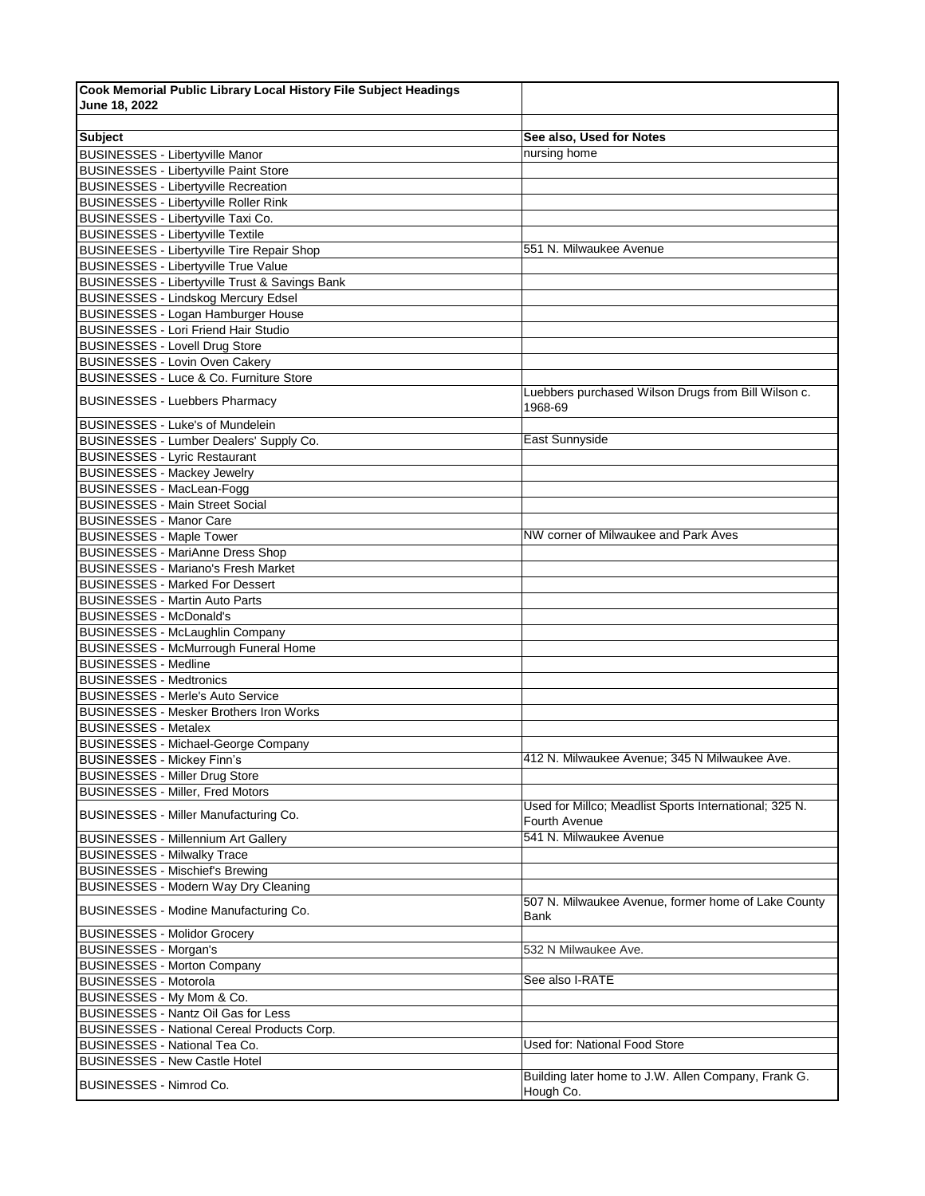**Cook Memorial Public Library Local History File Subject Headings**
**June 18, 2022**

| Subject | See also, Used for Notes |
|---|---|
| BUSINESSES - Libertyville Manor | nursing home |
| BUSINESSES - Libertyville Paint Store | |
| BUSINESSES - Libertyville Recreation | |
| BUSINESSES - Libertyville Roller Rink | |
| BUSINESSES - Libertyville Taxi Co. | |
| BUSINESSES - Libertyville Textile | |
| BUSINEESES - Libertyville Tire Repair Shop | 551 N. Milwaukee Avenue |
| BUSINESSES - Libertyville True Value | |
| BUSINESSES - Libertyville Trust & Savings Bank | |
| BUSINESSES - Lindskog Mercury Edsel | |
| BUSINESSES - Logan Hamburger House | |
| BUSINESSES - Lori Friend Hair Studio | |
| BUSINESSES - Lovell Drug Store | |
| BUSINESSES - Lovin Oven Cakery | |
| BUSINESSES - Luce & Co. Furniture Store | |
| BUSINESSES - Luebbers Pharmacy | Luebbers purchased Wilson Drugs from Bill Wilson c. 1968-69 |
| BUSINESSES - Luke's of Mundelein | |
| BUSINESSES - Lumber Dealers' Supply Co. | East Sunnyside |
| BUSINESSES - Lyric Restaurant | |
| BUSINESSES - Mackey Jewelry | |
| BUSINESSES - MacLean-Fogg | |
| BUSINESSES - Main Street Social | |
| BUSINESSES - Manor Care | |
| BUSINESSES - Maple Tower | NW corner of Milwaukee and Park Aves |
| BUSINESSES - MariAnne Dress Shop | |
| BUSINESSES - Mariano's Fresh Market | |
| BUSINESSES - Marked For Dessert | |
| BUSINESSES - Martin Auto Parts | |
| BUSINESSES - McDonald's | |
| BUSINESSES - McLaughlin Company | |
| BUSINESSES - McMurrough Funeral Home | |
| BUSINESSES - Medline | |
| BUSINESSES - Medtronics | |
| BUSINESSES - Merle's Auto Service | |
| BUSINESSES - Mesker Brothers Iron Works | |
| BUSINESSES - Metalex | |
| BUSINESSES - Michael-George Company | |
| BUSINESSES - Mickey Finn's | 412 N. Milwaukee Avenue; 345 N Milwaukee Ave. |
| BUSINESSES - Miller Drug Store | |
| BUSINESSES - Miller, Fred Motors | |
| BUSINESSES - Miller Manufacturing Co. | Used for Millco; Meadlist Sports International; 325 N. Fourth Avenue |
| BUSINESSES - Millennium Art Gallery | 541 N. Milwaukee Avenue |
| BUSINESSES - Milwalky Trace | |
| BUSINESSES - Mischief's Brewing | |
| BUSINESSES - Modern Way Dry Cleaning | |
| BUSINESSES - Modine Manufacturing Co. | 507 N. Milwaukee Avenue, former home of Lake County Bank |
| BUSINESSES - Molidor Grocery | |
| BUSINESSES - Morgan's | 532 N Milwaukee Ave. |
| BUSINESSES - Morton Company | |
| BUSINESSES - Motorola | See also I-RATE |
| BUSINESSES - My Mom & Co. | |
| BUSINESSES - Nantz Oil Gas for Less | |
| BUSINESSES - National Cereal Products Corp. | |
| BUSINESSES - National Tea Co. | Used for: National Food Store |
| BUSINESSES - New Castle Hotel | |
| BUSINESSES - Nimrod Co. | Building later home to J.W. Allen Company, Frank G. Hough Co. |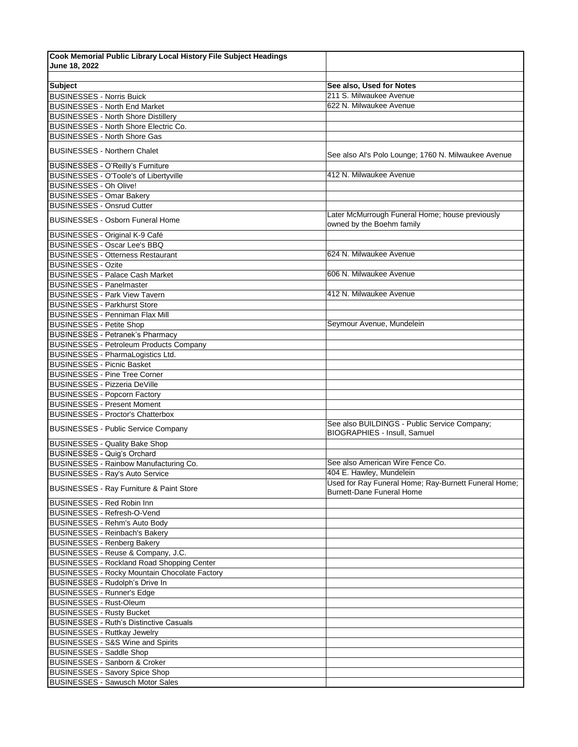**Cook Memorial Public Library Local History File Subject Headings**
**June 18, 2022**

| Subject | See also, Used for Notes |
|---|---|
| BUSINESSES - Norris Buick | 211 S. Milwaukee Avenue |
| BUSINESSES - North End Market | 622 N. Milwaukee Avenue |
| BUSINESSES - North Shore Distillery | |
| BUSINESSES - North Shore Electric Co. | |
| BUSINESSES - North Shore Gas | |
| BUSINESSES - Northern Chalet | See also Al's Polo Lounge; 1760 N. Milwaukee Avenue |
| BUSINESSES - O'Reilly's Furniture | |
| BUSINESSES - O'Toole's of Libertyville | 412 N. Milwaukee Avenue |
| BUSINESSES - Oh Olive! | |
| BUSINESSES - Omar Bakery | |
| BUSINESSES - Onsrud Cutter | |
| BUSINESSES - Osborn Funeral Home | Later McMurrough Funeral Home; house previously owned by the Boehm family |
| BUSINESSES - Original K-9 Café | |
| BUSINESSES - Oscar Lee's BBQ | |
| BUSINESSES - Otterness Restaurant | 624 N. Milwaukee Avenue |
| BUSINESSES - Ozite | |
| BUSINESSES - Palace Cash Market | 606 N. Milwaukee Avenue |
| BUSINESSES - Panelmaster | |
| BUSINESSES - Park View Tavern | 412 N. Milwaukee Avenue |
| BUSINESSES - Parkhurst Store | |
| BUSINESSES - Penniman Flax Mill | |
| BUSINESSES - Petite Shop | Seymour Avenue, Mundelein |
| BUSINESSES - Petranek's Pharmacy | |
| BUSINESSES - Petroleum Products Company | |
| BUSINESSES - PharmaLogistics Ltd. | |
| BUSINESSES - Picnic Basket | |
| BUSINESSES - Pine Tree Corner | |
| BUSINESSES - Pizzeria DeVille | |
| BUSINESSES - Popcorn Factory | |
| BUSINESSES - Present Moment | |
| BUSINESSES - Proctor's Chatterbox | |
| BUSINESSES - Public Service Company | See also BUILDINGS - Public Service Company; BIOGRAPHIES - Insull, Samuel |
| BUSINESSES - Quality Bake Shop | |
| BUSINESSES - Quig's Orchard | |
| BUSINESSES - Rainbow Manufacturing Co. | See also American Wire Fence Co. |
| BUSINESSES - Ray's Auto Service | 404 E. Hawley, Mundelein |
| BUSINESSES - Ray Furniture & Paint Store | Used for Ray Funeral Home; Ray-Burnett Funeral Home; Burnett-Dane Funeral Home |
| BUSINESSES - Red Robin Inn | |
| BUSINESSES - Refresh-O-Vend | |
| BUSINESSES - Rehm's Auto Body | |
| BUSINESSES - Reinbach's Bakery | |
| BUSINESSES - Renberg Bakery | |
| BUSINESSES - Reuse & Company, J.C. | |
| BUSINESSES - Rockland Road Shopping Center | |
| BUSINESSES - Rocky Mountain Chocolate Factory | |
| BUSINESSES - Rudolph's Drive In | |
| BUSINESSES - Runner's Edge | |
| BUSINESSES - Rust-Oleum | |
| BUSINESSES - Rusty Bucket | |
| BUSINESSES - Ruth's Distinctive Casuals | |
| BUSINESSES - Ruttkay Jewelry | |
| BUSINESSES - S&S Wine and Spirits | |
| BUSINESSES - Saddle Shop | |
| BUSINESSES - Sanborn & Croker | |
| BUSINESSES - Savory Spice Shop | |
| BUSINESSES - Sawusch Motor Sales | |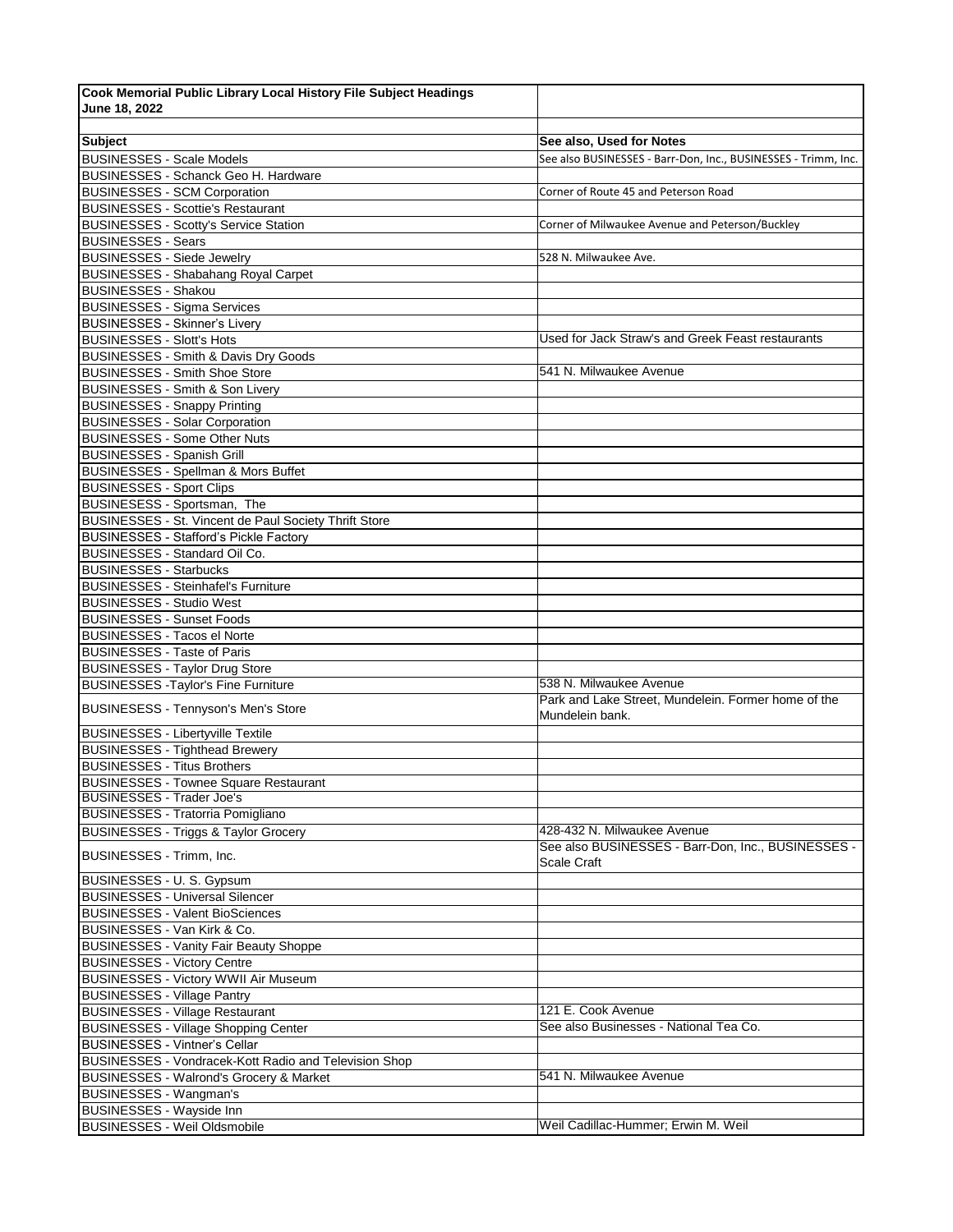**Cook Memorial Public Library Local History File Subject Headings**
**June 18, 2022**

| Subject | See also, Used for Notes |
|---|---|
| BUSINESSES - Scale Models | See also BUSINESSES - Barr-Don, Inc., BUSINESSES - Trimm, Inc. |
| BUSINESSES - Schanck Geo H. Hardware | |
| BUSINESSES - SCM Corporation | Corner of Route 45 and Peterson Road |
| BUSINESSES - Scottie's Restaurant | |
| BUSINESSES - Scotty's Service Station | Corner of Milwaukee Avenue and Peterson/Buckley |
| BUSINESSES - Sears | |
| BUSINESSES - Siede Jewelry | 528 N. Milwaukee Ave. |
| BUSINESSES - Shabahang Royal Carpet | |
| BUSINESSES - Shakou | |
| BUSINESSES - Sigma Services | |
| BUSINESSES - Skinner's Livery | |
| BUSINESSES - Slott's Hots | Used for Jack Straw's and Greek Feast restaurants |
| BUSINESSES - Smith & Davis Dry Goods | |
| BUSINESSES - Smith Shoe Store | 541 N. Milwaukee Avenue |
| BUSINESSES - Smith & Son Livery | |
| BUSINESSES - Snappy Printing | |
| BUSINESSES - Solar Corporation | |
| BUSINESSES - Some Other Nuts | |
| BUSINESSES - Spanish Grill | |
| BUSINESSES - Spellman & Mors Buffet | |
| BUSINESSES - Sport Clips | |
| BUSINESESS - Sportsman, The | |
| BUSINESSES - St. Vincent de Paul Society Thrift Store | |
| BUSINESSES - Stafford's Pickle Factory | |
| BUSINESSES - Standard Oil Co. | |
| BUSINESSES - Starbucks | |
| BUSINESSES - Steinhafel's Furniture | |
| BUSINESSES - Studio West | |
| BUSINESSES - Sunset Foods | |
| BUSINESSES - Tacos el Norte | |
| BUSINESSES - Taste of Paris | |
| BUSINESSES - Taylor Drug Store | |
| BUSINESSES -Taylor's Fine Furniture | 538 N. Milwaukee Avenue |
| BUSINESESS - Tennyson's Men's Store | Park and Lake Street, Mundelein. Former home of the Mundelein bank. |
| BUSINESSES - Libertyville Textile | |
| BUSINESSES - Tighthead Brewery | |
| BUSINESSES - Titus Brothers | |
| BUSINESSES - Townee Square Restaurant | |
| BUSINESSES - Trader Joe's | |
| BUSINESSES - Tratorria Pomigliano | |
| BUSINESSES - Triggs & Taylor Grocery | 428-432 N. Milwaukee Avenue |
| BUSINESSES - Trimm, Inc. | See also BUSINESSES - Barr-Don, Inc., BUSINESSES - Scale Craft |
| BUSINESSES - U. S. Gypsum | |
| BUSINESSES - Universal Silencer | |
| BUSINESSES - Valent BioSciences | |
| BUSINESSES - Van Kirk & Co. | |
| BUSINESSES - Vanity Fair Beauty Shoppe | |
| BUSINESSES - Victory Centre | |
| BUSINESSES - Victory WWII Air Museum | |
| BUSINESSES - Village Pantry | |
| BUSINESSES - Village Restaurant | 121 E. Cook Avenue |
| BUSINESSES - Village Shopping Center | See also Businesses - National Tea Co. |
| BUSINESSES - Vintner's Cellar | |
| BUSINESSES - Vondracek-Kott Radio and Television Shop | |
| BUSINESSES - Walrond's Grocery & Market | 541 N. Milwaukee Avenue |
| BUSINESSES - Wangman's | |
| BUSINESSES - Wayside Inn | |
| BUSINESSES - Weil Oldsmobile | Weil Cadillac-Hummer; Erwin M. Weil |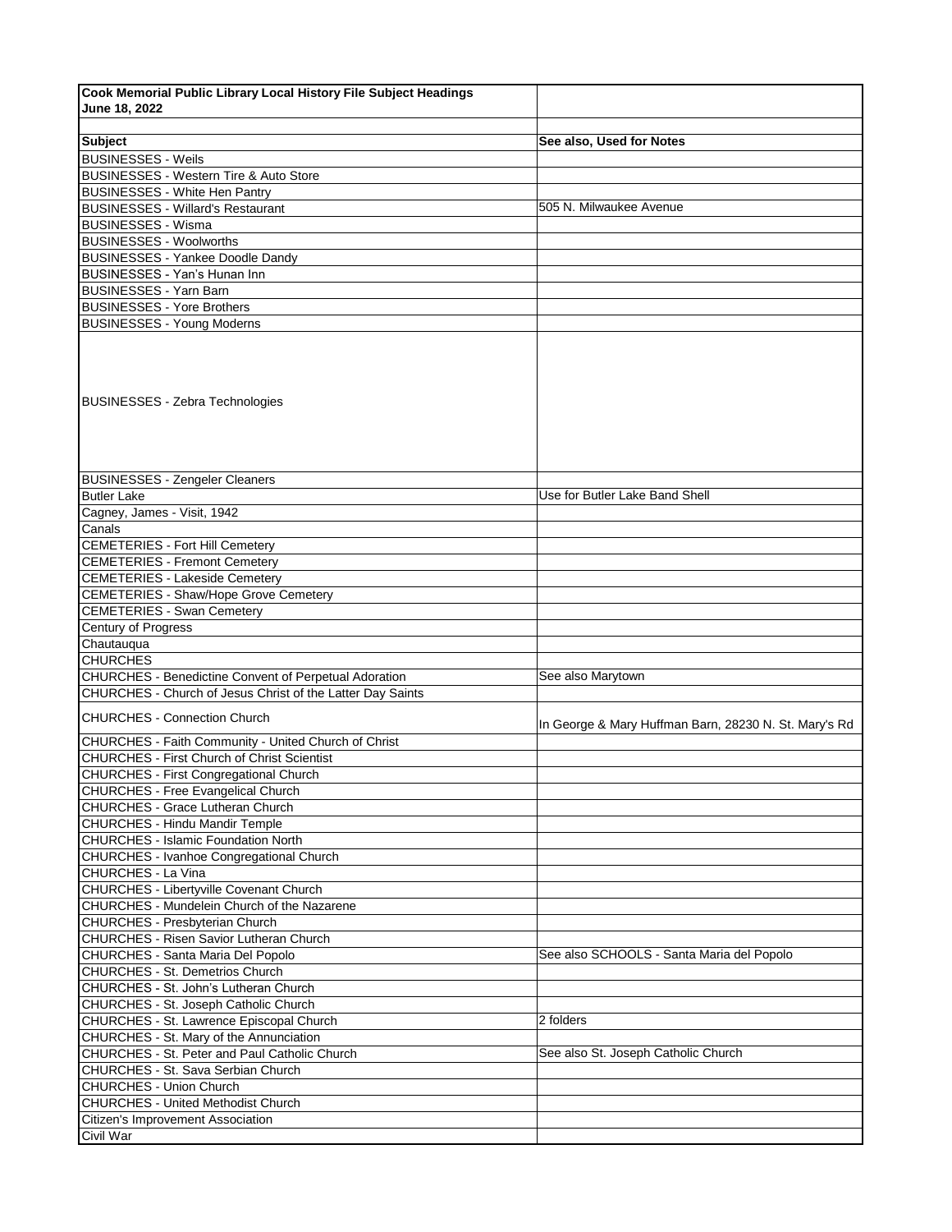**Cook Memorial Public Library Local History File Subject Headings**
**June 18, 2022**

| Subject | See also, Used for Notes |
|---|---|
| BUSINESSES - Weils | |
| BUSINESSES - Western Tire & Auto Store | |
| BUSINESSES - White Hen Pantry | |
| BUSINESSES - Willard's Restaurant | 505 N. Milwaukee Avenue |
| BUSINESSES - Wisma | |
| BUSINESSES - Woolworths | |
| BUSINESSES - Yankee Doodle Dandy | |
| BUSINESSES - Yan's Hunan Inn | |
| BUSINESSES - Yarn Barn | |
| BUSINESSES - Yore Brothers | |
| BUSINESSES - Young Moderns | |
| BUSINESSES - Zebra Technologies | |
| BUSINESSES - Zengeler Cleaners | |
| Butler Lake | Use for Butler Lake Band Shell |
| Cagney, James - Visit, 1942 | |
| Canals | |
| CEMETERIES - Fort Hill Cemetery | |
| CEMETERIES - Fremont Cemetery | |
| CEMETERIES - Lakeside Cemetery | |
| CEMETERIES - Shaw/Hope Grove Cemetery | |
| CEMETERIES - Swan Cemetery | |
| Century of Progress | |
| Chautauqua | |
| CHURCHES | |
| CHURCHES - Benedictine Convent of Perpetual Adoration | See also Marytown |
| CHURCHES - Church of Jesus Christ of the Latter Day Saints | |
| CHURCHES - Connection Church | In George & Mary Huffman Barn, 28230 N. St. Mary's Rd |
| CHURCHES - Faith Community - United Church of Christ | |
| CHURCHES - First Church of Christ Scientist | |
| CHURCHES - First Congregational Church | |
| CHURCHES - Free Evangelical Church | |
| CHURCHES - Grace Lutheran Church | |
| CHURCHES - Hindu Mandir Temple | |
| CHURCHES - Islamic Foundation North | |
| CHURCHES - Ivanhoe Congregational Church | |
| CHURCHES - La Vina | |
| CHURCHES - Libertyville Covenant Church | |
| CHURCHES - Mundelein Church of the Nazarene | |
| CHURCHES - Presbyterian Church | |
| CHURCHES - Risen Savior Lutheran Church | |
| CHURCHES - Santa Maria Del Popolo | See also SCHOOLS - Santa Maria del Popolo |
| CHURCHES - St. Demetrios Church | |
| CHURCHES - St. John's Lutheran Church | |
| CHURCHES - St. Joseph Catholic Church | |
| CHURCHES - St. Lawrence Episcopal Church | 2 folders |
| CHURCHES - St. Mary of the Annunciation | |
| CHURCHES - St. Peter and Paul Catholic Church | See also St. Joseph Catholic Church |
| CHURCHES - St. Sava Serbian Church | |
| CHURCHES - Union Church | |
| CHURCHES - United Methodist Church | |
| Citizen's Improvement Association | |
| Civil War | |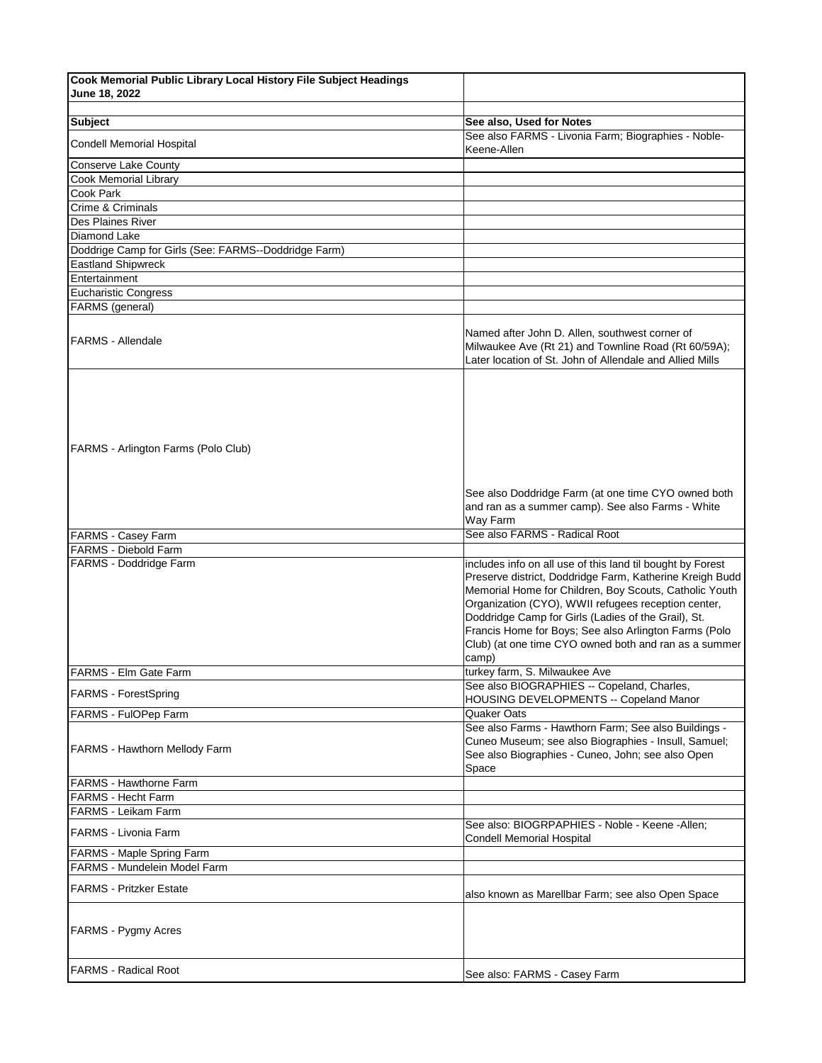| Cook Memorial Public Library Local History File Subject Headings June 18, 2022 | |
|---|---|
| **Subject** | **See also, Used for Notes** |
| Condell Memorial Hospital | See also FARMS - Livonia Farm; Biographies - Noble-Keene-Allen |
| Conserve Lake County | |
| Cook Memorial Library | |
| Cook Park | |
| Crime & Criminals | |
| Des Plaines River | |
| Diamond Lake | |
| Doddrige Camp for Girls (See: FARMS--Doddridge Farm) | |
| Eastland Shipwreck | |
| Entertainment | |
| Eucharistic Congress | |
| FARMS (general) | |
| FARMS - Allendale | Named after John D. Allen, southwest corner of Milwaukee Ave (Rt 21) and Townline Road (Rt 60/59A); Later location of St. John of Allendale and Allied Mills |
| FARMS - Arlington Farms (Polo Club) | See also Doddridge Farm (at one time CYO owned both and ran as a summer camp). See also Farms - White Way Farm |
| FARMS - Casey Farm | See also FARMS - Radical Root |
| FARMS - Diebold Farm | |
| FARMS - Doddridge Farm | includes info on all use of this land til bought by Forest Preserve district, Doddridge Farm, Katherine Kreigh Budd Memorial Home for Children, Boy Scouts, Catholic Youth Organization (CYO), WWII refugees reception center, Doddridge Camp for Girls (Ladies of the Grail), St. Francis Home for Boys; See also Arlington Farms (Polo Club) (at one time CYO owned both and ran as a summer camp) |
| FARMS - Elm Gate Farm | turkey farm, S. Milwaukee Ave |
| FARMS - ForestSpring | See also BIOGRAPHIES -- Copeland, Charles, HOUSING DEVELOPMENTS -- Copeland Manor |
| FARMS - FulOPep Farm | Quaker Oats |
| FARMS - Hawthorn Mellody Farm | See also Farms - Hawthorn Farm; See also Buildings - Cuneo Museum; see also Biographies - Insull, Samuel; See also Biographies - Cuneo, John; see also Open Space |
| FARMS - Hawthorne Farm | |
| FARMS - Hecht Farm | |
| FARMS - Leikam Farm | |
| FARMS - Livonia Farm | See also: BIOGRPAPHIES - Noble - Keene -Allen; Condell Memorial Hospital |
| FARMS - Maple Spring Farm | |
| FARMS - Mundelein Model Farm | |
| FARMS - Pritzker Estate | also known as Marellbar Farm; see also Open Space |
| FARMS - Pygmy Acres | |
| FARMS - Radical Root | See also: FARMS - Casey Farm |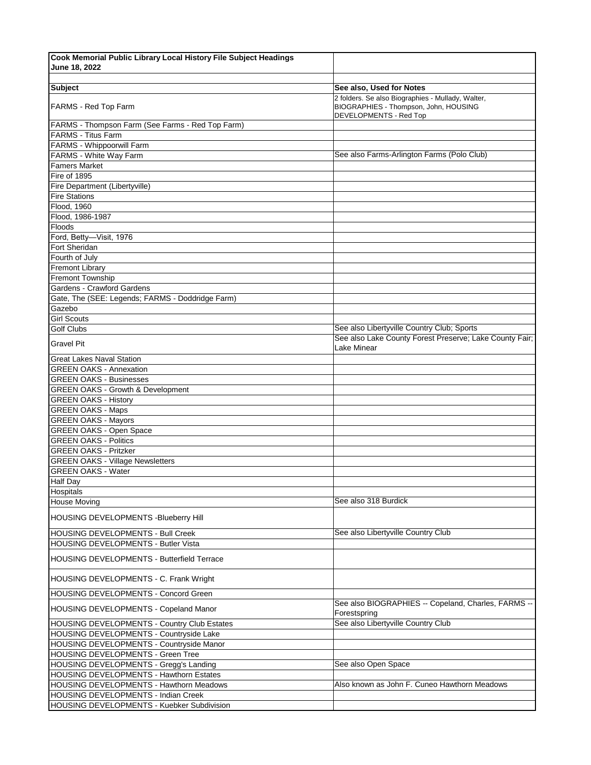**Cook Memorial Public Library Local History File Subject Headings**
**June 18, 2022**

| Subject | See also, Used for Notes |
|---|---|
| FARMS - Red Top Farm | 2 folders. Se also Biographies - Mullady, Walter, BIOGRAPHIES - Thompson, John, HOUSING DEVELOPMENTS - Red Top |
| FARMS - Thompson Farm (See Farms - Red Top Farm) | |
| FARMS - Titus Farm | |
| FARMS - Whippoorwill Farm | |
| FARMS - White Way Farm | See also Farms-Arlington Farms (Polo Club) |
| Famers Market | |
| Fire of 1895 | |
| Fire Department (Libertyville) | |
| Fire Stations | |
| Flood, 1960 | |
| Flood, 1986-1987 | |
| Floods | |
| Ford, Betty—Visit, 1976 | |
| Fort Sheridan | |
| Fourth of July | |
| Fremont Library | |
| Fremont Township | |
| Gardens - Crawford Gardens | |
| Gate, The (SEE: Legends; FARMS - Doddridge Farm) | |
| Gazebo | |
| Girl Scouts | |
| Golf Clubs | See also Libertyville Country Club; Sports |
| Gravel Pit | See also Lake County Forest Preserve; Lake County Fair; Lake Minear |
| Great Lakes Naval Station | |
| GREEN OAKS - Annexation | |
| GREEN OAKS - Businesses | |
| GREEN OAKS - Growth & Development | |
| GREEN OAKS - History | |
| GREEN OAKS - Maps | |
| GREEN OAKS - Mayors | |
| GREEN OAKS - Open Space | |
| GREEN OAKS - Politics | |
| GREEN OAKS - Pritzker | |
| GREEN OAKS - Village Newsletters | |
| GREEN OAKS - Water | |
| Half Day | |
| Hospitals | |
| House Moving | See also 318 Burdick |
| HOUSING DEVELOPMENTS -Blueberry Hill | |
| HOUSING DEVELOPMENTS - Bull Creek | See also Libertyville Country Club |
| HOUSING DEVELOPMENTS - Butler Vista | |
| HOUSING DEVELOPMENTS - Butterfield Terrace | |
| HOUSING DEVELOPMENTS - C. Frank Wright | |
| HOUSING DEVELOPMENTS - Concord Green | |
| HOUSING DEVELOPMENTS - Copeland Manor | See also BIOGRAPHIES -- Copeland, Charles, FARMS -- Forestspring |
| HOUSING DEVELOPMENTS - Country Club Estates | See also Libertyville Country Club |
| HOUSING DEVELOPMENTS - Countryside Lake | |
| HOUSING DEVELOPMENTS - Countryside Manor | |
| HOUSING DEVELOPMENTS - Green Tree | |
| HOUSING DEVELOPMENTS - Gregg's Landing | See also Open Space |
| HOUSING DEVELOPMENTS - Hawthorn Estates | |
| HOUSING DEVELOPMENTS - Hawthorn Meadows | Also known as John F. Cuneo Hawthorn Meadows |
| HOUSING DEVELOPMENTS - Indian Creek | |
| HOUSING DEVELOPMENTS - Kuebker Subdivision | |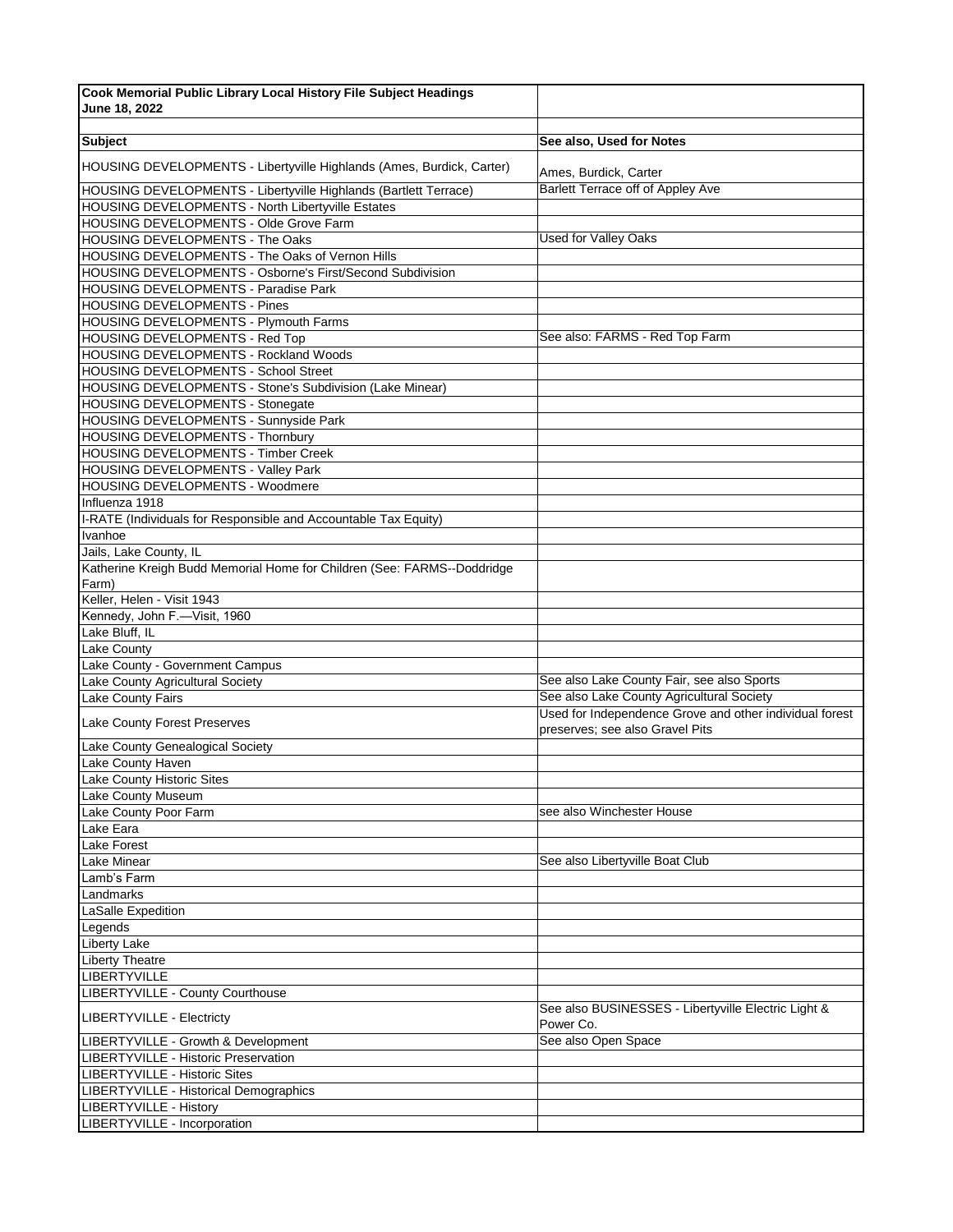| Cook Memorial Public Library Local History File Subject Headings June 18, 2022 | |
|---|---|
| | |
| **Subject** | **See also, Used for Notes** |
| HOUSING DEVELOPMENTS - Libertyville Highlands (Ames, Burdick, Carter) | Ames, Burdick, Carter |
| HOUSING DEVELOPMENTS - Libertyville Highlands (Bartlett Terrace) | Barlett Terrace off of Appley Ave |
| HOUSING DEVELOPMENTS - North Libertyville Estates | |
| HOUSING DEVELOPMENTS - Olde Grove Farm | |
| HOUSING DEVELOPMENTS - The Oaks | Used for Valley Oaks |
| HOUSING DEVELOPMENTS - The Oaks of Vernon Hills | |
| HOUSING DEVELOPMENTS - Osborne's First/Second Subdivision | |
| HOUSING DEVELOPMENTS - Paradise Park | |
| HOUSING DEVELOPMENTS - Pines | |
| HOUSING DEVELOPMENTS - Plymouth Farms | |
| HOUSING DEVELOPMENTS - Red Top | See also: FARMS - Red Top Farm |
| HOUSING DEVELOPMENTS - Rockland Woods | |
| HOUSING DEVELOPMENTS - School Street | |
| HOUSING DEVELOPMENTS - Stone's Subdivision (Lake Minear) | |
| HOUSING DEVELOPMENTS - Stonegate | |
| HOUSING DEVELOPMENTS - Sunnyside Park | |
| HOUSING DEVELOPMENTS - Thornbury | |
| HOUSING DEVELOPMENTS - Timber Creek | |
| HOUSING DEVELOPMENTS - Valley Park | |
| HOUSING DEVELOPMENTS - Woodmere | |
| Influenza 1918 | |
| I-RATE (Individuals for Responsible and Accountable Tax Equity) | |
| Ivanhoe | |
| Jails, Lake County, IL | |
| Katherine Kreigh Budd Memorial Home for Children (See: FARMS--Doddridge Farm) | |
| Keller, Helen - Visit 1943 | |
| Kennedy, John F.—Visit, 1960 | |
| Lake Bluff, IL | |
| Lake County | |
| Lake County - Government Campus | |
| Lake County Agricultural Society | See also Lake County Fair, see also Sports |
| Lake County Fairs | See also Lake County Agricultural Society |
| Lake County Forest Preserves | Used for Independence Grove and other individual forest preserves; see also Gravel Pits |
| Lake County Genealogical Society | |
| Lake County Haven | |
| Lake County Historic Sites | |
| Lake County Museum | |
| Lake County Poor Farm | see also Winchester House |
| Lake Eara | |
| Lake Forest | |
| Lake Minear | See also Libertyville Boat Club |
| Lamb's Farm | |
| Landmarks | |
| LaSalle Expedition | |
| Legends | |
| Liberty Lake | |
| Liberty Theatre | |
| LIBERTYVILLE | |
| LIBERTYVILLE - County Courthouse | |
| LIBERTYVILLE - Electricty | See also BUSINESSES - Libertyville Electric Light & Power Co. |
| LIBERTYVILLE - Growth & Development | See also Open Space |
| LIBERTYVILLE - Historic Preservation | |
| LIBERTYVILLE - Historic Sites | |
| LIBERTYVILLE - Historical Demographics | |
| LIBERTYVILLE - History | |
| LIBERTYVILLE - Incorporation | |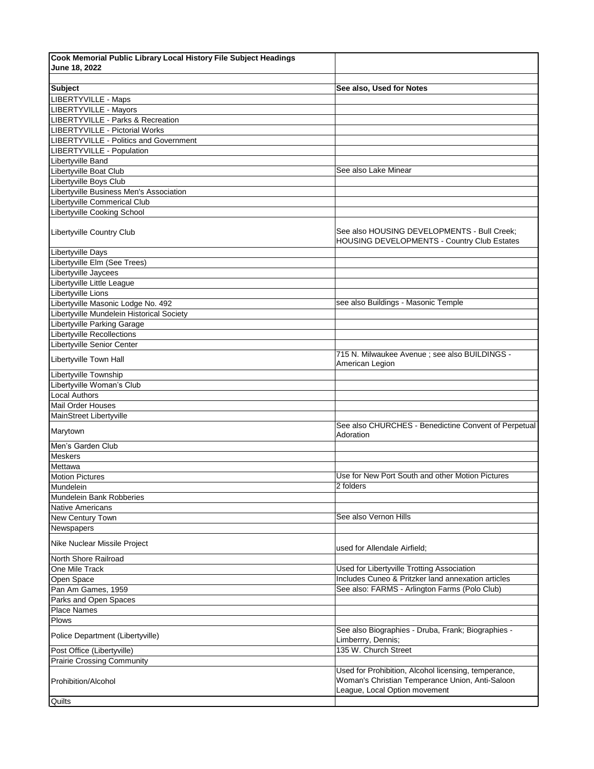**Cook Memorial Public Library Local History File Subject Headings**
**June 18, 2022**

| Subject | See also, Used for Notes |
|---|---|
| LIBERTYVILLE - Maps | |
| LIBERTYVILLE - Mayors | |
| LIBERTYVILLE - Parks & Recreation | |
| LIBERTYVILLE - Pictorial Works | |
| LIBERTYVILLE - Politics and Government | |
| LIBERTYVILLE - Population | |
| Libertyville Band | |
| Libertyville Boat Club | See also Lake Minear |
| Libertyville Boys Club | |
| Libertyville Business Men's Association | |
| Libertyville Commerical Club | |
| Libertyville Cooking School | |
| Libertyville Country Club | See also HOUSING DEVELOPMENTS - Bull Creek; HOUSING DEVELOPMENTS - Country Club Estates |
| Libertyville Days | |
| Libertyville Elm (See Trees) | |
| Libertyville Jaycees | |
| Libertyville Little League | |
| Libertyville Lions | |
| Libertyville Masonic Lodge No. 492 | see also Buildings - Masonic Temple |
| Libertyville Mundelein Historical Society | |
| Libertyville Parking Garage | |
| Libertyville Recollections | |
| Libertyville Senior Center | |
| Libertyville Town Hall | 715 N. Milwaukee Avenue ; see also BUILDINGS - American Legion |
| Libertyville Township | |
| Libertyville Woman's Club | |
| Local Authors | |
| Mail Order Houses | |
| MainStreet Libertyville | |
| Marytown | See also CHURCHES - Benedictine Convent of Perpetual Adoration |
| Men's Garden Club | |
| Meskers | |
| Mettawa | |
| Motion Pictures | Use for New Port South and other Motion Pictures |
| Mundelein | 2 folders |
| Mundelein Bank Robberies | |
| Native Americans | |
| New Century Town | See also Vernon Hills |
| Newspapers | |
| Nike Nuclear Missile Project | used for Allendale Airfield; |
| North Shore Railroad | |
| One Mile Track | Used for Libertyville Trotting Association |
| Open Space | Includes Cuneo & Pritzker land annexation articles |
| Pan Am Games, 1959 | See also: FARMS - Arlington Farms (Polo Club) |
| Parks and Open Spaces | |
| Place Names | |
| Plows | |
| Police Department (Libertyville) | See also Biographies - Druba, Frank; Biographies - Limberrry, Dennis; |
| Post Office (Libertyville) | 135 W. Church Street |
| Prairie Crossing Community | |
| Prohibition/Alcohol | Used for Prohibition, Alcohol licensing, temperance, Woman's Christian Temperance Union, Anti-Saloon League, Local Option movement |
| Quilts | |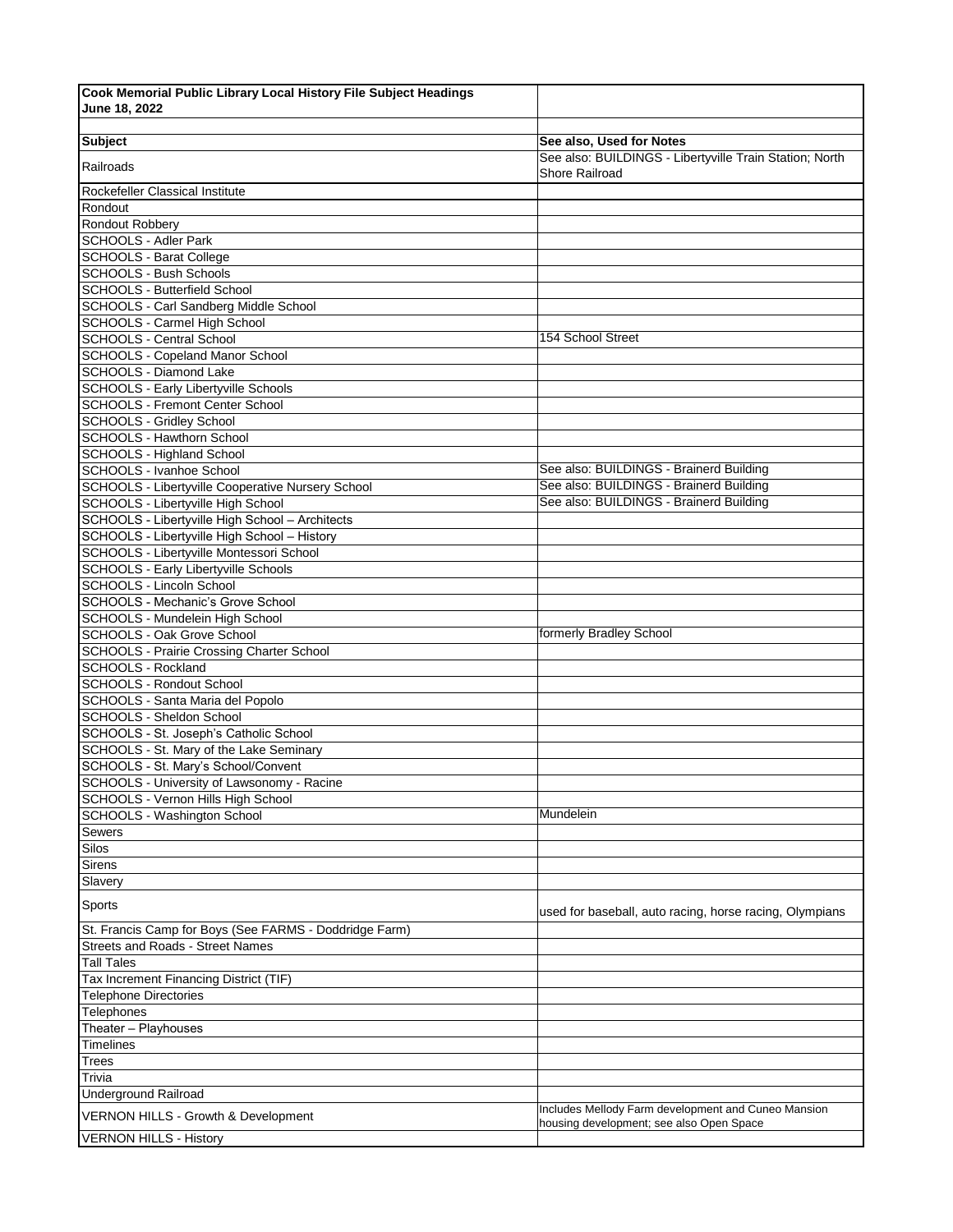| Cook Memorial Public Library Local History File Subject Headings June 18, 2022 | |
|---|---|
| | |
| **Subject** | **See also, Used for Notes** |
| Railroads | See also: BUILDINGS - Libertyville Train Station; North Shore Railroad |
| Rockefeller Classical Institute | |
| Rondout | |
| Rondout Robbery | |
| SCHOOLS - Adler Park | |
| SCHOOLS - Barat College | |
| SCHOOLS - Bush Schools | |
| SCHOOLS - Butterfield School | |
| SCHOOLS - Carl Sandberg Middle School | |
| SCHOOLS - Carmel High School | |
| SCHOOLS - Central School | 154 School Street |
| SCHOOLS - Copeland Manor School | |
| SCHOOLS - Diamond Lake | |
| SCHOOLS - Early Libertyville Schools | |
| SCHOOLS - Fremont Center School | |
| SCHOOLS - Gridley School | |
| SCHOOLS - Hawthorn School | |
| SCHOOLS - Highland School | |
| SCHOOLS - Ivanhoe School | See also: BUILDINGS - Brainerd Building |
| SCHOOLS - Libertyville Cooperative Nursery School | See also: BUILDINGS - Brainerd Building |
| SCHOOLS - Libertyville High School | See also: BUILDINGS - Brainerd Building |
| SCHOOLS - Libertyville High School – Architects | |
| SCHOOLS - Libertyville High School – History | |
| SCHOOLS - Libertyville Montessori School | |
| SCHOOLS - Early Libertyville Schools | |
| SCHOOLS - Lincoln School | |
| SCHOOLS - Mechanic's Grove School | |
| SCHOOLS - Mundelein High School | |
| SCHOOLS - Oak Grove School | formerly Bradley School |
| SCHOOLS - Prairie Crossing Charter School | |
| SCHOOLS - Rockland | |
| SCHOOLS - Rondout School | |
| SCHOOLS - Santa Maria del Popolo | |
| SCHOOLS - Sheldon School | |
| SCHOOLS - St. Joseph's Catholic School | |
| SCHOOLS - St. Mary of the Lake Seminary | |
| SCHOOLS - St. Mary's School/Convent | |
| SCHOOLS - University of Lawsonomy - Racine | |
| SCHOOLS - Vernon Hills High School | |
| SCHOOLS - Washington School | Mundelein |
| Sewers | |
| Silos | |
| Sirens | |
| Slavery | |
| Sports | used for baseball, auto racing, horse racing, Olympians |
| St. Francis Camp for Boys (See FARMS - Doddridge Farm) | |
| Streets and Roads - Street Names | |
| Tall Tales | |
| Tax Increment Financing District (TIF) | |
| Telephone Directories | |
| Telephones | |
| Theater – Playhouses | |
| Timelines | |
| Trees | |
| Trivia | |
| Underground Railroad | |
| VERNON HILLS - Growth & Development | Includes Mellody Farm development and Cuneo Mansion housing development; see also Open Space |
| VERNON HILLS - History | |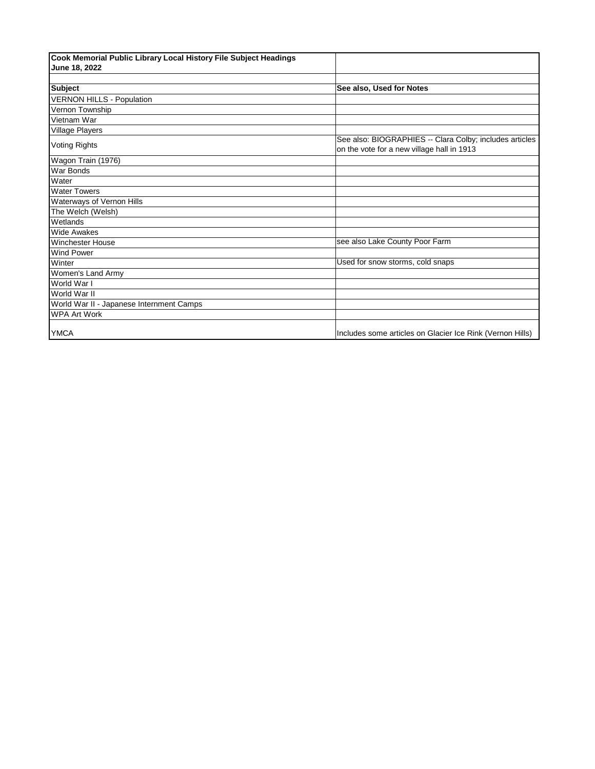**Cook Memorial Public Library Local History File Subject Headings**
**June 18, 2022**

| Subject | See also, Used for Notes |
|---|---|
| VERNON HILLS - Population | |
| Vernon Township | |
| Vietnam War | |
| Village Players | |
| Voting Rights | See also: BIOGRAPHIES -- Clara Colby; includes articles on the vote for a new village hall in 1913 |
| Wagon Train (1976) | |
| War Bonds | |
| Water | |
| Water Towers | |
| Waterways of Vernon Hills | |
| The Welch (Welsh) | |
| Wetlands | |
| Wide Awakes | |
| Winchester House | see also Lake County Poor Farm |
| Wind Power | |
| Winter | Used for snow storms, cold snaps |
| Women's Land Army | |
| World War I | |
| World War II | |
| World War II - Japanese Internment Camps | |
| WPA Art Work | |
| YMCA | Includes some articles on Glacier Ice Rink (Vernon Hills) |